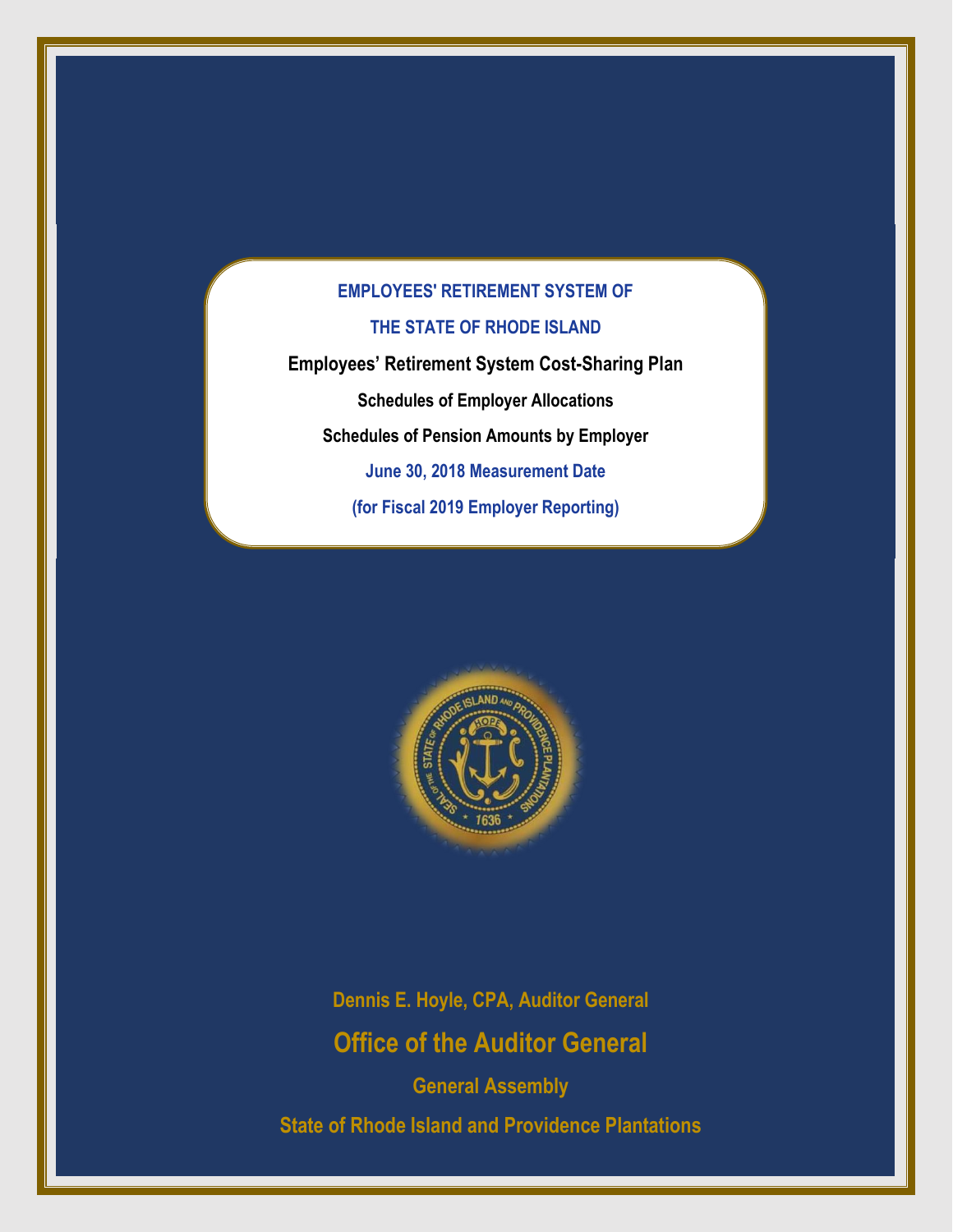# EMPLOYEES' RETIREMENT SYSTEM OF

# THE STATE OF RHODE ISLAND

## Employees' Retirement System Cost-Sharing Plan

### Schedules of Employer Allocations

### Schedules of Pension Amounts by Employer

**June 30, 2018 Measurement Date**

**(for Fiscal 2019 Employer Reporting)**

**Dennis E. Hoyle, CPA, Auditor General**

**Office of the Auditor General**

**General Assembly**

**State of Rhode Island and Providence Plantations**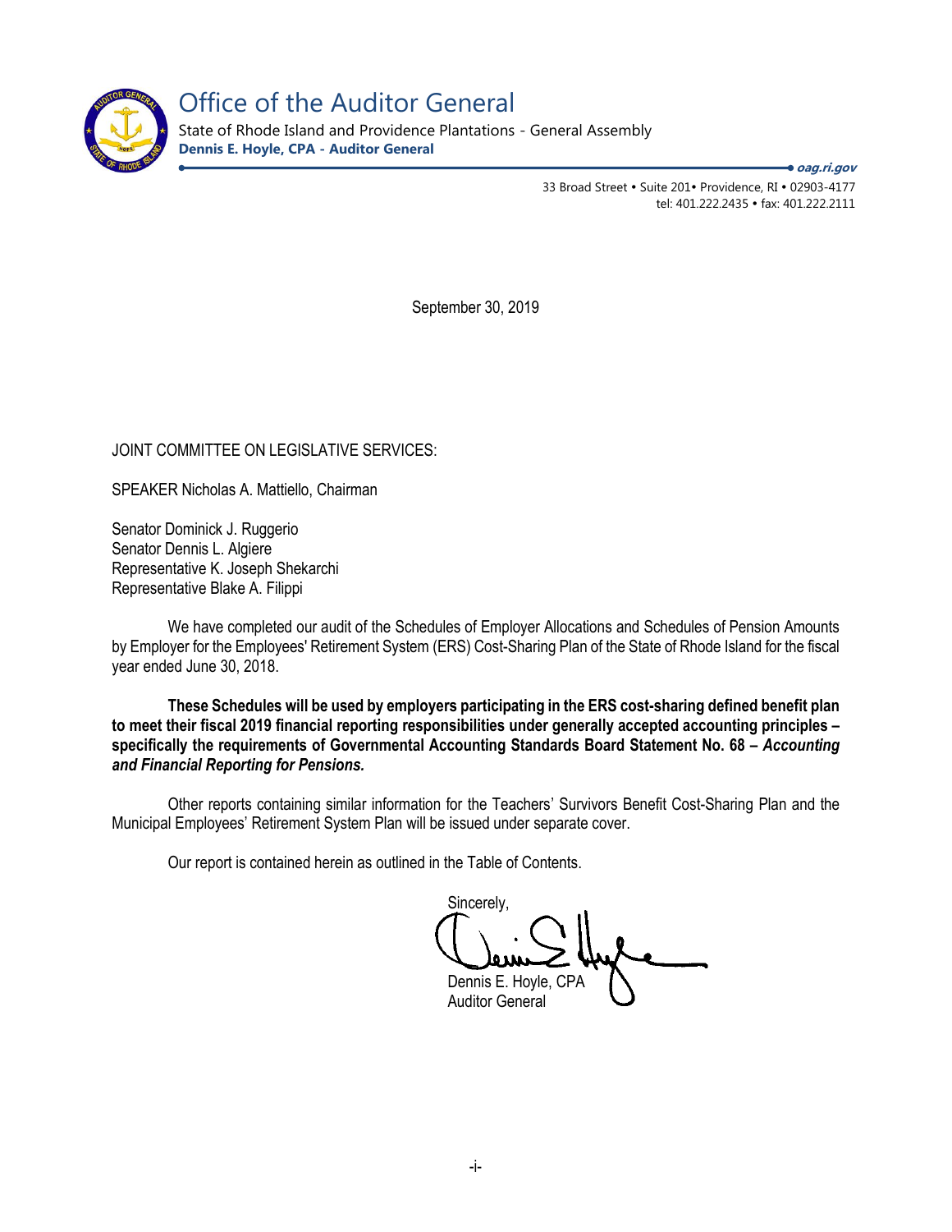# Office of the Auditor General

State of Rhode Island and Providence Plantations - General Assembly
**Dennis E. Hoyle, CPA - Auditor General**

***oag.ri.gov***

33 Broad Street • Suite 201• Providence, RI • 02903-4177
tel: 401.222.2435 • fax: 401.222.2111

September 30, 2019

JOINT COMMITTEE ON LEGISLATIVE SERVICES:

SPEAKER Nicholas A. Mattiello, Chairman

Senator Dominick J. Ruggerio
Senator Dennis L. Algiere
Representative K. Joseph Shekarchi
Representative Blake A. Filippi

We have completed our audit of the Schedules of Employer Allocations and Schedules of Pension Amounts by Employer for the Employees' Retirement System (ERS) Cost-Sharing Plan of the State of Rhode Island for the fiscal year ended June 30, 2018.

**These Schedules will be used by employers participating in the ERS cost-sharing defined benefit plan to meet their fiscal 2019 financial reporting responsibilities under generally accepted accounting principles – specifically the requirements of Governmental Accounting Standards Board Statement No. 68 – *Accounting and Financial Reporting for Pensions.***

Other reports containing similar information for the Teachers' Survivors Benefit Cost-Sharing Plan and the Municipal Employees' Retirement System Plan will be issued under separate cover.

Our report is contained herein as outlined in the Table of Contents.

Sincerely,

Dennis E. Hoyle, CPA
Auditor General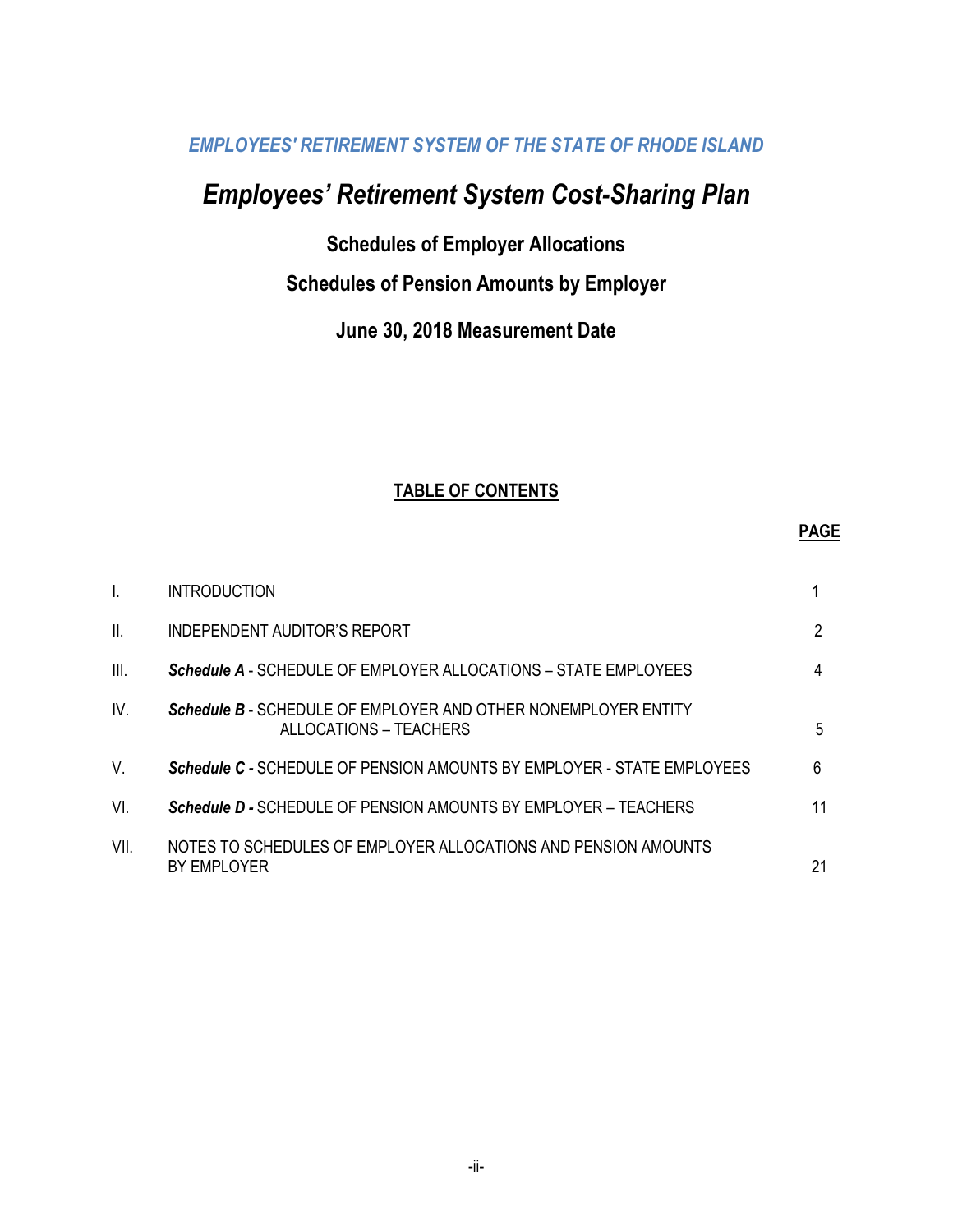*EMPLOYEES' RETIREMENT SYSTEM OF THE STATE OF RHODE ISLAND*

# *Employees' Retirement System Cost-Sharing Plan*

## Schedules of Employer Allocations

## Schedules of Pension Amounts by Employer

## June 30, 2018 Measurement Date

### TABLE OF CONTENTS

| | | PAGE |
|---|---|---|
| I. | INTRODUCTION | 1 |
| II. | INDEPENDENT AUDITOR'S REPORT | 2 |
| III. | ***Schedule A*** - SCHEDULE OF EMPLOYER ALLOCATIONS – STATE EMPLOYEES | 4 |
| IV. | ***Schedule B*** - SCHEDULE OF EMPLOYER AND OTHER NONEMPLOYER ENTITY ALLOCATIONS – TEACHERS | 5 |
| V. | ***Schedule C -*** SCHEDULE OF PENSION AMOUNTS BY EMPLOYER - STATE EMPLOYEES | 6 |
| VI. | ***Schedule D -*** SCHEDULE OF PENSION AMOUNTS BY EMPLOYER – TEACHERS | 11 |
| VII. | NOTES TO SCHEDULES OF EMPLOYER ALLOCATIONS AND PENSION AMOUNTS BY EMPLOYER | 21 |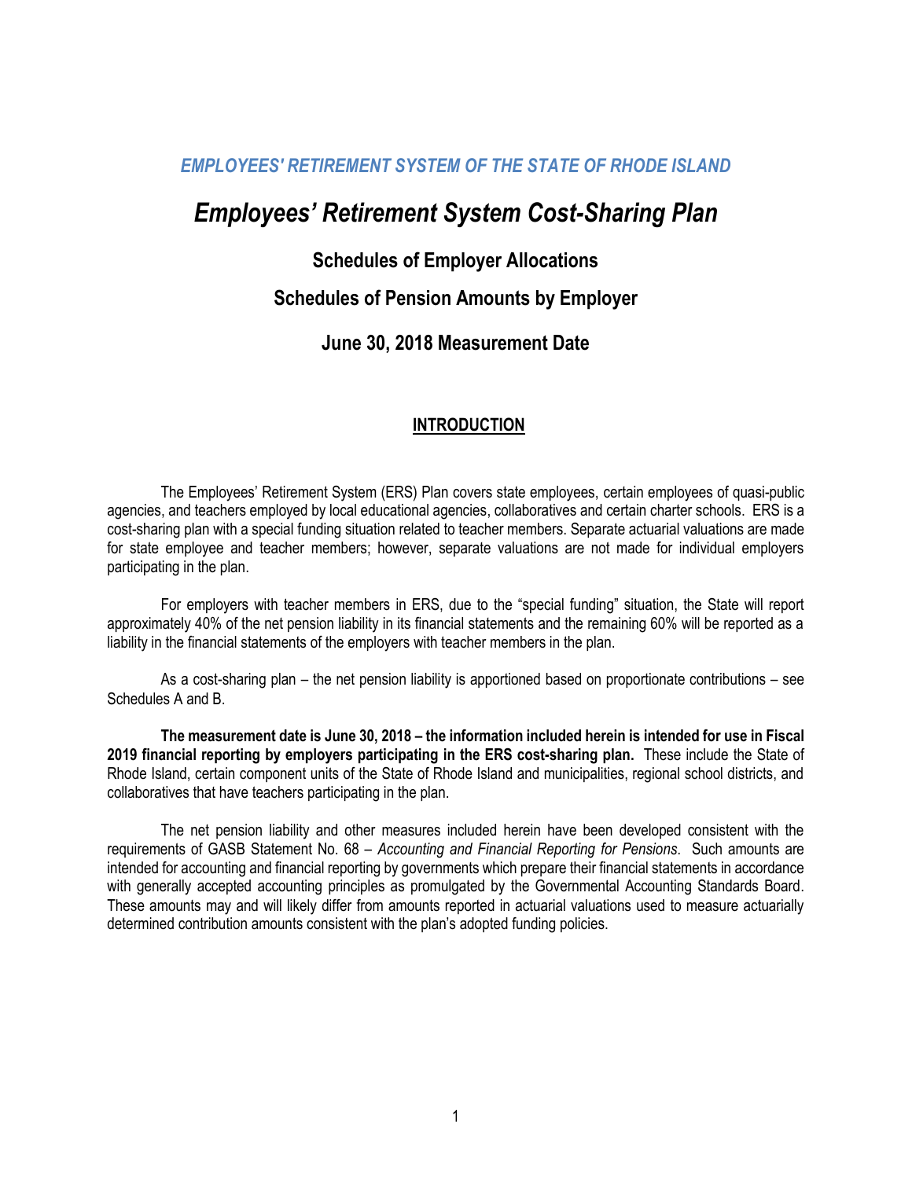*EMPLOYEES' RETIREMENT SYSTEM OF THE STATE OF RHODE ISLAND*

# *Employees' Retirement System Cost-Sharing Plan*

## Schedules of Employer Allocations

## Schedules of Pension Amounts by Employer

## June 30, 2018 Measurement Date

### INTRODUCTION

The Employees' Retirement System (ERS) Plan covers state employees, certain employees of quasi-public agencies, and teachers employed by local educational agencies, collaboratives and certain charter schools. ERS is a cost-sharing plan with a special funding situation related to teacher members. Separate actuarial valuations are made for state employee and teacher members; however, separate valuations are not made for individual employers participating in the plan.

For employers with teacher members in ERS, due to the "special funding" situation, the State will report approximately 40% of the net pension liability in its financial statements and the remaining 60% will be reported as a liability in the financial statements of the employers with teacher members in the plan.

As a cost-sharing plan – the net pension liability is apportioned based on proportionate contributions – see Schedules A and B.

**The measurement date is June 30, 2018 – the information included herein is intended for use in Fiscal 2019 financial reporting by employers participating in the ERS cost-sharing plan.** These include the State of Rhode Island, certain component units of the State of Rhode Island and municipalities, regional school districts, and collaboratives that have teachers participating in the plan.

The net pension liability and other measures included herein have been developed consistent with the requirements of GASB Statement No. 68 – *Accounting and Financial Reporting for Pensions*. Such amounts are intended for accounting and financial reporting by governments which prepare their financial statements in accordance with generally accepted accounting principles as promulgated by the Governmental Accounting Standards Board. These amounts may and will likely differ from amounts reported in actuarial valuations used to measure actuarially determined contribution amounts consistent with the plan's adopted funding policies.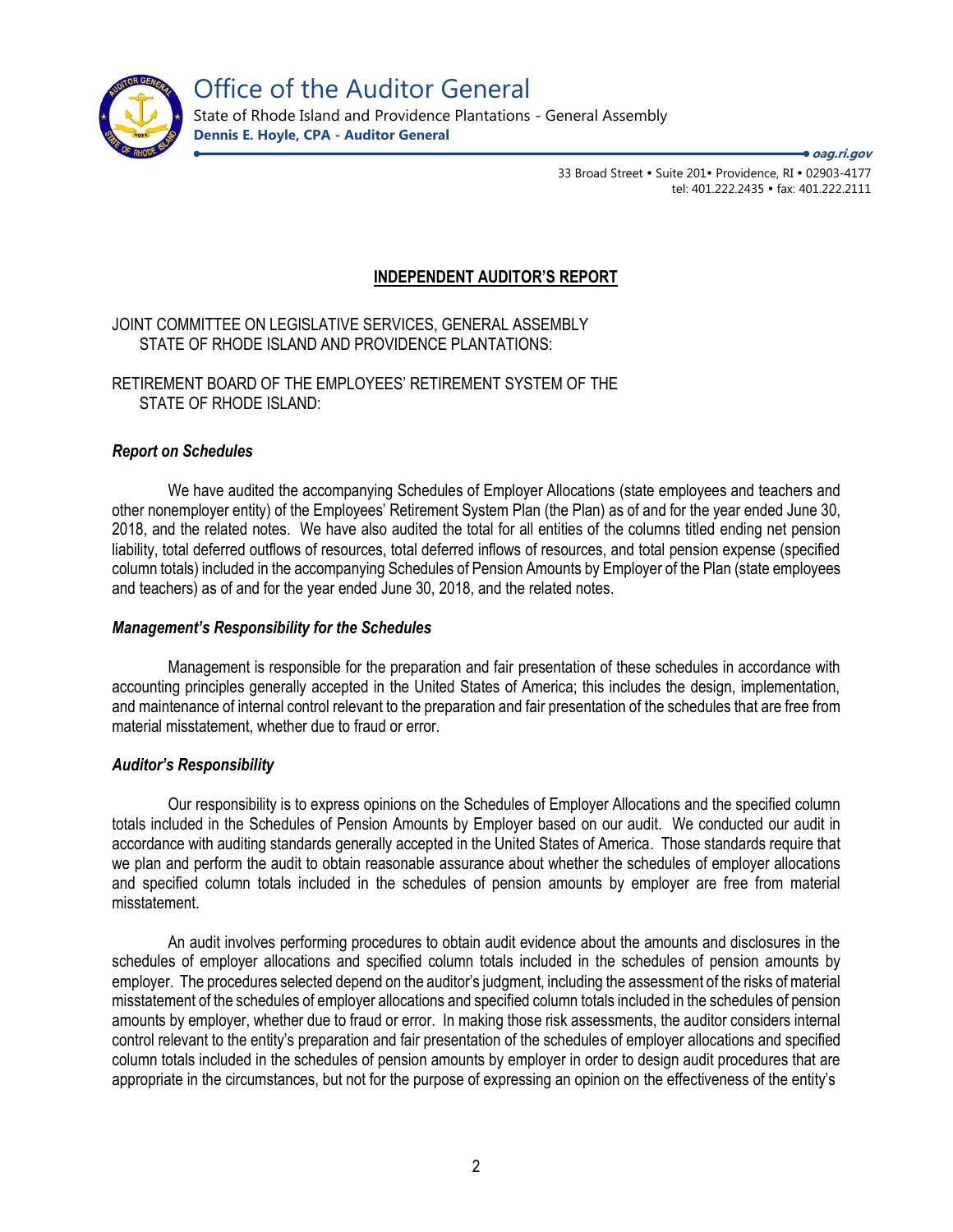# Office of the Auditor General

State of Rhode Island and Providence Plantations - General Assembly
**Dennis E. Hoyle, CPA - Auditor General**

***oag.ri.gov***

33 Broad Street • Suite 201• Providence, RI • 02903-4177
tel: 401.222.2435 • fax: 401.222.2111

## INDEPENDENT AUDITOR'S REPORT

JOINT COMMITTEE ON LEGISLATIVE SERVICES, GENERAL ASSEMBLY
STATE OF RHODE ISLAND AND PROVIDENCE PLANTATIONS:

RETIREMENT BOARD OF THE EMPLOYEES' RETIREMENT SYSTEM OF THE
STATE OF RHODE ISLAND:

### *Report on Schedules*

We have audited the accompanying Schedules of Employer Allocations (state employees and teachers and other nonemployer entity) of the Employees' Retirement System Plan (the Plan) as of and for the year ended June 30, 2018, and the related notes. We have also audited the total for all entities of the columns titled ending net pension liability, total deferred outflows of resources, total deferred inflows of resources, and total pension expense (specified column totals) included in the accompanying Schedules of Pension Amounts by Employer of the Plan (state employees and teachers) as of and for the year ended June 30, 2018, and the related notes.

### *Management's Responsibility for the Schedules*

Management is responsible for the preparation and fair presentation of these schedules in accordance with accounting principles generally accepted in the United States of America; this includes the design, implementation, and maintenance of internal control relevant to the preparation and fair presentation of the schedules that are free from material misstatement, whether due to fraud or error.

### *Auditor's Responsibility*

Our responsibility is to express opinions on the Schedules of Employer Allocations and the specified column totals included in the Schedules of Pension Amounts by Employer based on our audit. We conducted our audit in accordance with auditing standards generally accepted in the United States of America. Those standards require that we plan and perform the audit to obtain reasonable assurance about whether the schedules of employer allocations and specified column totals included in the schedules of pension amounts by employer are free from material misstatement.

An audit involves performing procedures to obtain audit evidence about the amounts and disclosures in the schedules of employer allocations and specified column totals included in the schedules of pension amounts by employer. The procedures selected depend on the auditor's judgment, including the assessment of the risks of material misstatement of the schedules of employer allocations and specified column totals included in the schedules of pension amounts by employer, whether due to fraud or error. In making those risk assessments, the auditor considers internal control relevant to the entity's preparation and fair presentation of the schedules of employer allocations and specified column totals included in the schedules of pension amounts by employer in order to design audit procedures that are appropriate in the circumstances, but not for the purpose of expressing an opinion on the effectiveness of the entity's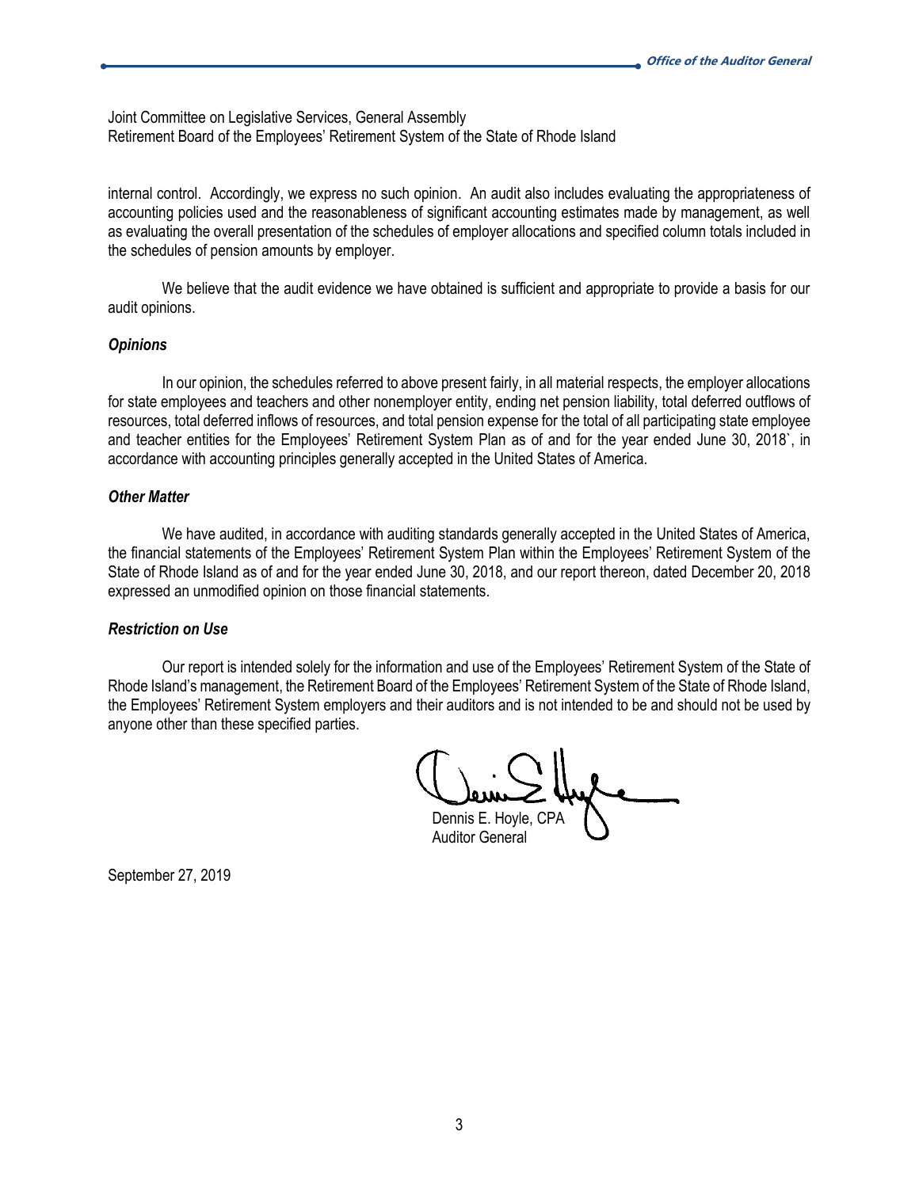Joint Committee on Legislative Services, General Assembly
Retirement Board of the Employees' Retirement System of the State of Rhode Island

internal control. Accordingly, we express no such opinion. An audit also includes evaluating the appropriateness of accounting policies used and the reasonableness of significant accounting estimates made by management, as well as evaluating the overall presentation of the schedules of employer allocations and specified column totals included in the schedules of pension amounts by employer.

We believe that the audit evidence we have obtained is sufficient and appropriate to provide a basis for our audit opinions.

### *Opinions*

In our opinion, the schedules referred to above present fairly, in all material respects, the employer allocations for state employees and teachers and other nonemployer entity, ending net pension liability, total deferred outflows of resources, total deferred inflows of resources, and total pension expense for the total of all participating state employee and teacher entities for the Employees' Retirement System Plan as of and for the year ended June 30, 2018`, in accordance with accounting principles generally accepted in the United States of America.

### *Other Matter*

We have audited, in accordance with auditing standards generally accepted in the United States of America, the financial statements of the Employees' Retirement System Plan within the Employees' Retirement System of the State of Rhode Island as of and for the year ended June 30, 2018, and our report thereon, dated December 20, 2018 expressed an unmodified opinion on those financial statements.

### *Restriction on Use*

Our report is intended solely for the information and use of the Employees' Retirement System of the State of Rhode Island's management, the Retirement Board of the Employees' Retirement System of the State of Rhode Island, the Employees' Retirement System employers and their auditors and is not intended to be and should not be used by anyone other than these specified parties.

Dennis E. Hoyle, CPA
Auditor General

September 27, 2019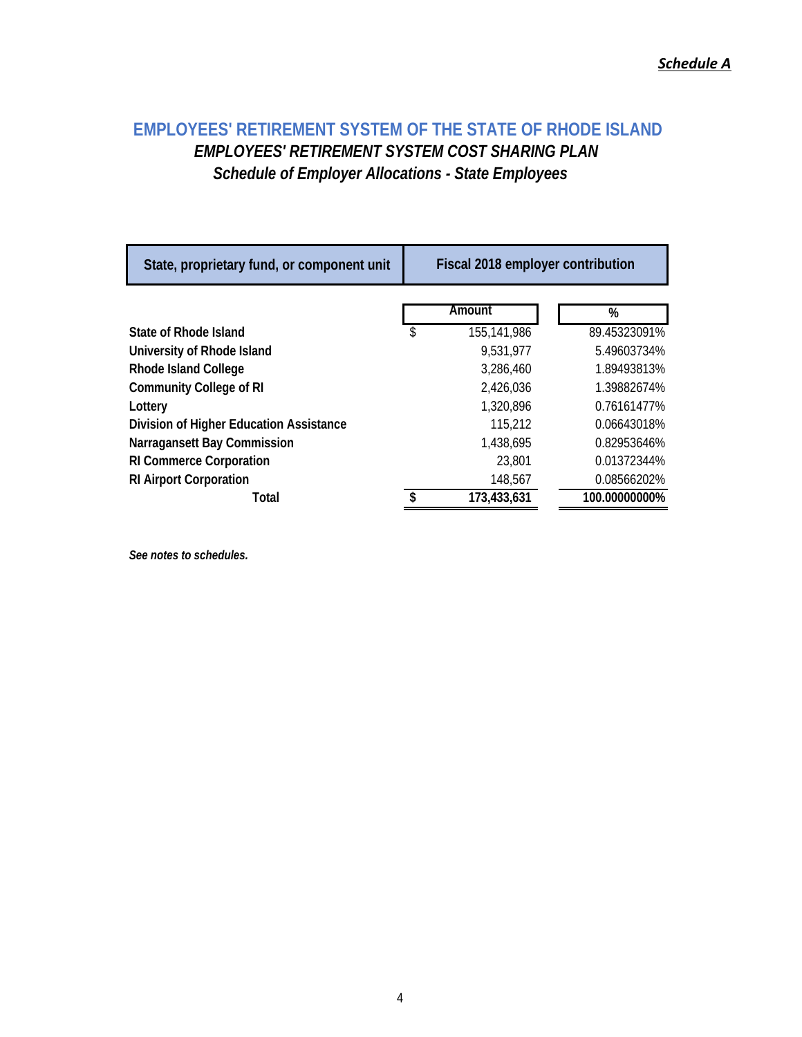***Schedule A***

## EMPLOYEES' RETIREMENT SYSTEM OF THE STATE OF RHODE ISLAND

### *EMPLOYEES' RETIREMENT SYSTEM COST SHARING PLAN*

### *Schedule of Employer Allocations - State Employees*

| State, proprietary fund, or component unit | Fiscal 2018 employer contribution | |
|---|---|---|
| | Amount | % |
| **State of Rhode Island** | $ 155,141,986 | 89.45323091% |
| **University of Rhode Island** | 9,531,977 | 5.49603734% |
| **Rhode Island College** | 3,286,460 | 1.89493813% |
| **Community College of RI** | 2,426,036 | 1.39882674% |
| **Lottery** | 1,320,896 | 0.76161477% |
| **Division of Higher Education Assistance** | 115,212 | 0.06643018% |
| **Narragansett Bay Commission** | 1,438,695 | 0.82953646% |
| **RI Commerce Corporation** | 23,801 | 0.01372344% |
| **RI Airport Corporation** | 148,567 | 0.08566202% |
| **Total** | **$ 173,433,631** | **100.00000000%** |

***See notes to schedules.***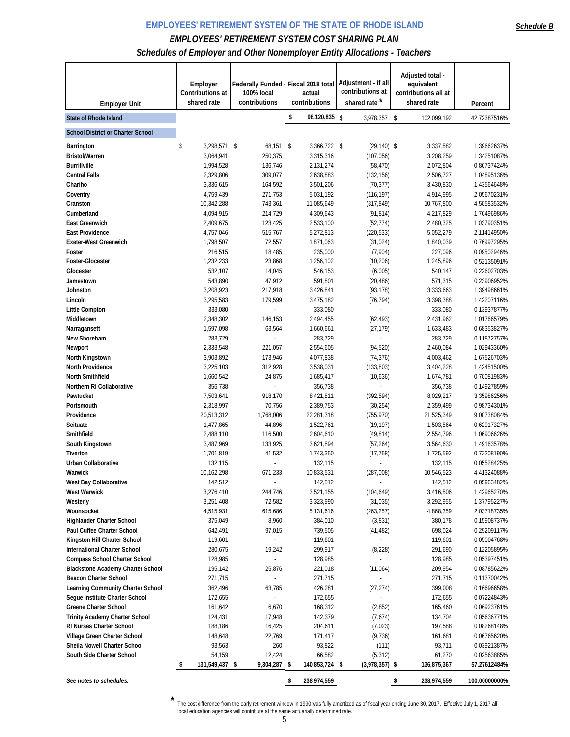**Schedule B**

# EMPLOYEES' RETIREMENT SYSTEM OF THE STATE OF RHODE ISLAND

## *EMPLOYEES' RETIREMENT SYSTEM COST SHARING PLAN*

### *Schedules of Employer and Other Nonemployer Entity Allocations - Teachers*

| Employer Unit | Employer Contributions at shared rate | Federally Funded 100% local contributions | Fiscal 2018 total actual contributions | Adjustment - if all contributions at shared rate * | Adjusted total - equivalent contributions all at shared rate | Percent |
|---|---|---|---|---|---|---|
| **State of Rhode Island** | | | $ **98,120,835** | $ 3,978,357 | $ 102,099,192 | 42.72387516% |
| **School District or Charter School** | | | | | | |
| **Barrington** | $ 3,298,571 | $ 68,151 | $ 3,366,722 | $ (29,140) | $ 3,337,582 | 1.39662637% |
| **Bristol/Warren** | 3,064,941 | 250,375 | 3,315,316 | (107,056) | 3,208,259 | 1.34251087% |
| **Burrillville** | 1,994,528 | 136,746 | 2,131,274 | (58,470) | 2,072,804 | 0.86737424% |
| **Central Falls** | 2,329,806 | 309,077 | 2,638,883 | (132,156) | 2,506,727 | 1.04895136% |
| **Chariho** | 3,336,615 | 164,592 | 3,501,206 | (70,377) | 3,430,830 | 1.43564648% |
| **Coventry** | 4,759,439 | 271,753 | 5,031,192 | (116,197) | 4,914,995 | 2.05670231% |
| **Cranston** | 10,342,288 | 743,361 | 11,085,649 | (317,849) | 10,767,800 | 4.50583532% |
| **Cumberland** | 4,094,915 | 214,729 | 4,309,643 | (91,814) | 4,217,829 | 1.76496986% |
| **East Greenwich** | 2,409,675 | 123,425 | 2,533,100 | (52,774) | 2,480,325 | 1.03790351% |
| **East Providence** | 4,757,046 | 515,767 | 5,272,813 | (220,533) | 5,052,279 | 2.11414950% |
| **Exeter-West Greenwich** | 1,798,507 | 72,557 | 1,871,063 | (31,024) | 1,840,039 | 0.76997295% |
| **Foster** | 216,515 | 18,485 | 235,000 | (7,904) | 227,096 | 0.09502946% |
| **Foster-Glocester** | 1,232,233 | 23,868 | 1,256,102 | (10,206) | 1,245,896 | 0.52135091% |
| **Glocester** | 532,107 | 14,045 | 546,153 | (6,005) | 540,147 | 0.22602703% |
| **Jamestown** | 543,890 | 47,912 | 591,801 | (20,486) | 571,315 | 0.23906952% |
| **Johnston** | 3,208,923 | 217,918 | 3,426,841 | (93,178) | 3,333,663 | 1.39498661% |
| **Lincoln** | 3,295,583 | 179,599 | 3,475,182 | (76,794) | 3,398,388 | 1.42207116% |
| **Little Compton** | 333,080 | - | 333,080 | - | 333,080 | 0.13937877% |
| **Middletown** | 2,348,302 | 146,153 | 2,494,455 | (62,493) | 2,431,962 | 1.01766579% |
| **Narragansett** | 1,597,098 | 63,564 | 1,660,661 | (27,179) | 1,633,483 | 0.68353827% |
| **New Shoreham** | 283,729 | - | 283,729 | - | 283,729 | 0.11872757% |
| **Newport** | 2,333,548 | 221,057 | 2,554,605 | (94,520) | 2,460,084 | 1.02943360% |
| **North Kingstown** | 3,903,892 | 173,946 | 4,077,838 | (74,376) | 4,003,462 | 1.67526703% |
| **North Providence** | 3,225,103 | 312,928 | 3,538,031 | (133,803) | 3,404,228 | 1.42451500% |
| **North Smithfield** | 1,660,542 | 24,875 | 1,685,417 | (10,636) | 1,674,781 | 0.70081983% |
| **Northern RI Collaborative** | 356,738 | - | 356,738 | - | 356,738 | 0.14927859% |
| **Pawtucket** | 7,503,641 | 918,170 | 8,421,811 | (392,594) | 8,029,217 | 3.35986256% |
| **Portsmouth** | 2,318,997 | 70,756 | 2,389,753 | (30,254) | 2,359,499 | 0.98734301% |
| **Providence** | 20,513,312 | 1,768,006 | 22,281,318 | (755,970) | 21,525,349 | 9.00738084% |
| **Scituate** | 1,477,865 | 44,896 | 1,522,761 | (19,197) | 1,503,564 | 0.62917327% |
| **Smithfield** | 2,488,110 | 116,500 | 2,604,610 | (49,814) | 2,554,796 | 1.06906626% |
| **South Kingstown** | 3,487,969 | 133,925 | 3,621,894 | (57,264) | 3,564,630 | 1.49163578% |
| **Tiverton** | 1,701,819 | 41,532 | 1,743,350 | (17,758) | 1,725,592 | 0.72208190% |
| **Urban Collaborative** | 132,115 | - | 132,115 | - | 132,115 | 0.05528425% |
| **Warwick** | 10,162,298 | 671,233 | 10,833,531 | (287,008) | 10,546,523 | 4.41324088% |
| **West Bay Collaborative** | 142,512 | - | 142,512 | - | 142,512 | 0.05963482% |
| **West Warwick** | 3,276,410 | 244,746 | 3,521,155 | (104,649) | 3,416,506 | 1.42965270% |
| **Westerly** | 3,251,408 | 72,582 | 3,323,990 | (31,035) | 3,292,955 | 1.37795227% |
| **Woonsocket** | 4,515,931 | 615,686 | 5,131,616 | (263,257) | 4,868,359 | 2.03718735% |
| **Highlander Charter School** | 375,049 | 8,960 | 384,010 | (3,831) | 380,178 | 0.15908737% |
| **Paul Cuffee Charter School** | 642,491 | 97,015 | 739,505 | (41,482) | 698,024 | 0.29209117% |
| **Kingston Hill Charter School** | 119,601 | - | 119,601 | - | 119,601 | 0.05004768% |
| **International Charter School** | 280,675 | 19,242 | 299,917 | (8,228) | 291,690 | 0.12205895% |
| **Compass School Charter School** | 128,985 | - | 128,985 | - | 128,985 | 0.05397451% |
| **Blackstone Academy Charter School** | 195,142 | 25,876 | 221,018 | (11,064) | 209,954 | 0.08785622% |
| **Beacon Charter School** | 271,715 | - | 271,715 | - | 271,715 | 0.11370042% |
| **Learning Community Charter School** | 362,496 | 63,785 | 426,281 | (27,274) | 399,008 | 0.16696658% |
| **Segue Institute Charter School** | 172,655 | - | 172,655 | - | 172,655 | 0.07224843% |
| **Greene Charter School** | 161,642 | 6,670 | 168,312 | (2,852) | 165,460 | 0.06923761% |
| **Trinity Academy Charter School** | 124,431 | 17,948 | 142,379 | (7,674) | 134,704 | 0.05636771% |
| **RI Nurses Charter School** | 188,186 | 16,425 | 204,611 | (7,023) | 197,588 | 0.08268148% |
| **Village Green Charter School** | 148,648 | 22,769 | 171,417 | (9,736) | 161,681 | 0.06765620% |
| **Sheila Nowell Charter School** | 93,563 | 260 | 93,822 | (111) | 93,711 | 0.03921387% |
| **South Side Charter School** | 54,159 | 12,424 | 66,582 | (5,312) | 61,270 | 0.02563885% |
| | $ **131,549,437** | $ **9,304,287** | $ **140,853,724** | $ **(3,978,357)** | $ **136,875,367** | **57.27612484%** |
| ***See notes to schedules.*** | | | $ **238,974,559** | | $ **238,974,559** | **100.00000000%** |

\* The cost difference from the early retirement window in 1990 was fully amortized as of fiscal year ending June 30, 2017. Effective July 1, 2017 all local education agencies will contribute at the same actuarially determined rate.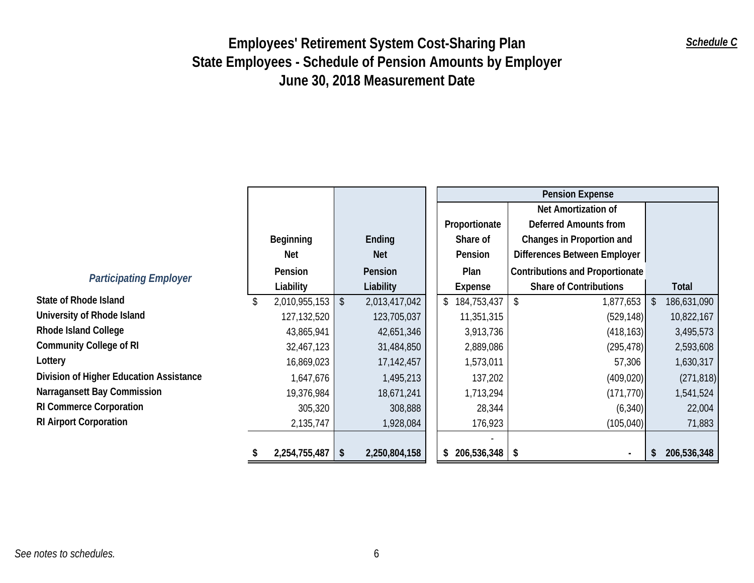*Schedule C*

# Employees' Retirement System Cost-Sharing Plan
## State Employees - Schedule of Pension Amounts by Employer
## June 30, 2018 Measurement Date

| | | | Pension Expense | | |
|---|---|---|---|---|---|
| ***Participating Employer*** | **Beginning Net Pension Liability** | **Ending Net Pension Liability** | **Proportionate Share of Pension Plan Expense** | **Net Amortization of Deferred Amounts from Changes in Proportion and Differences Between Employer Contributions and Proportionate Share of Contributions** | **Total** |
| **State of Rhode Island** | $ 2,010,955,153 | $ 2,013,417,042 | $ 184,753,437 | $ 1,877,653 | $ 186,631,090 |
| **University of Rhode Island** | 127,132,520 | 123,705,037 | 11,351,315 | (529,148) | 10,822,167 |
| **Rhode Island College** | 43,865,941 | 42,651,346 | 3,913,736 | (418,163) | 3,495,573 |
| **Community College of RI** | 32,467,123 | 31,484,850 | 2,889,086 | (295,478) | 2,593,608 |
| **Lottery** | 16,869,023 | 17,142,457 | 1,573,011 | 57,306 | 1,630,317 |
| **Division of Higher Education Assistance** | 1,647,676 | 1,495,213 | 137,202 | (409,020) | (271,818) |
| **Narragansett Bay Commission** | 19,376,984 | 18,671,241 | 1,713,294 | (171,770) | 1,541,524 |
| **RI Commerce Corporation** | 305,320 | 308,888 | 28,344 | (6,340) | 22,004 |
| **RI Airport Corporation** | 2,135,747 | 1,928,084 | 176,923 | (105,040) | 71,883 |
| | | | - | | |
| | **$ 2,254,755,487** | **$ 2,250,804,158** | **$ 206,536,348** | **$ -** | **$ 206,536,348** |

*See notes to schedules.*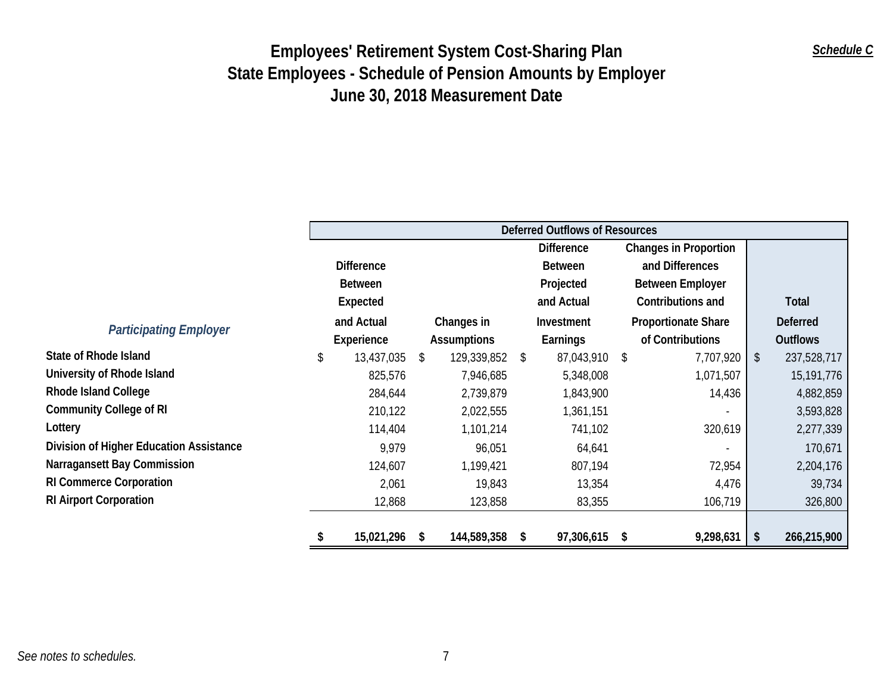# Employees' Retirement System Cost-Sharing Plan
## State Employees - Schedule of Pension Amounts by Employer
## June 30, 2018 Measurement Date

***Schedule C***

| | Deferred Outflows of Resources | | | | |
|---|---|---|---|---|---|
| *Participating Employer* | Difference Between Expected and Actual Experience | Changes in Assumptions | Difference Between Projected and Actual Investment Earnings | Changes in Proportion and Differences Between Employer Contributions and Proportionate Share of Contributions | Total Deferred Outflows |
| **State of Rhode Island** | $ 13,437,035 | $ 129,339,852 | $ 87,043,910 | $ 7,707,920 | $ 237,528,717 |
| **University of Rhode Island** | 825,576 | 7,946,685 | 5,348,008 | 1,071,507 | 15,191,776 |
| **Rhode Island College** | 284,644 | 2,739,879 | 1,843,900 | 14,436 | 4,882,859 |
| **Community College of RI** | 210,122 | 2,022,555 | 1,361,151 | - | 3,593,828 |
| **Lottery** | 114,404 | 1,101,214 | 741,102 | 320,619 | 2,277,339 |
| **Division of Higher Education Assistance** | 9,979 | 96,051 | 64,641 | - | 170,671 |
| **Narragansett Bay Commission** | 124,607 | 1,199,421 | 807,194 | 72,954 | 2,204,176 |
| **RI Commerce Corporation** | 2,061 | 19,843 | 13,354 | 4,476 | 39,734 |
| **RI Airport Corporation** | 12,868 | 123,858 | 83,355 | 106,719 | 326,800 |
| | **$ 15,021,296** | **$ 144,589,358** | **$ 97,306,615** | **$ 9,298,631** | **$ 266,215,900** |

*See notes to schedules.*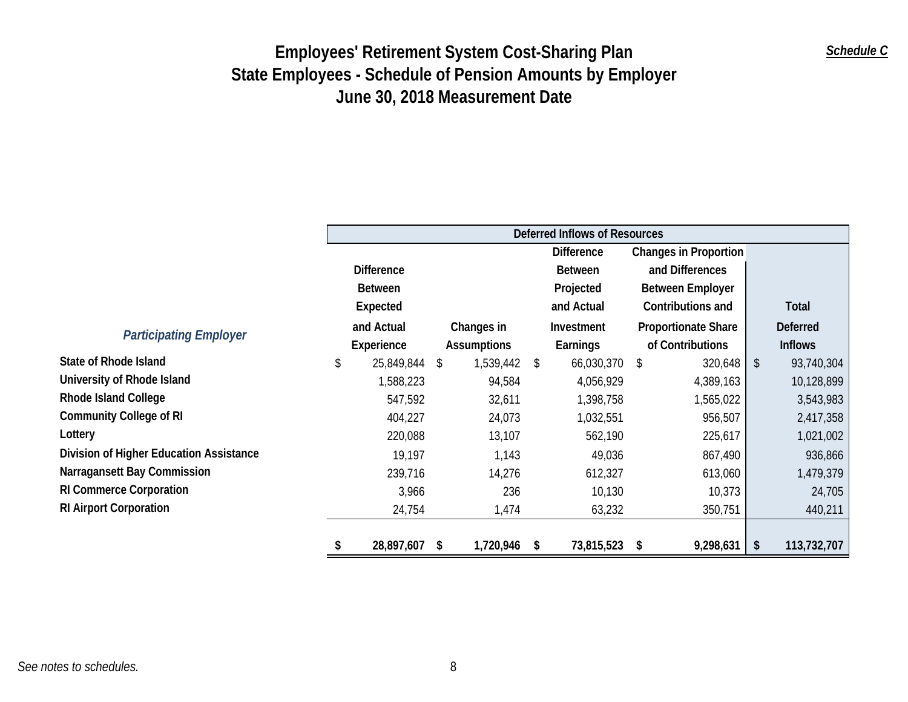Schedule C

# Employees' Retirement System Cost-Sharing Plan
## State Employees - Schedule of Pension Amounts by Employer
## June 30, 2018 Measurement Date

| Participating Employer | Deferred Inflows of Resources | | | | |
|---|---|---|---|---|---|
| | Difference Between Expected and Actual Experience | Changes in Assumptions | Difference Between Projected and Actual Investment Earnings | Changes in Proportion and Differences Between Employer Contributions and Proportionate Share of Contributions | Total Deferred Inflows |
| State of Rhode Island | $ 25,849,844 | $ 1,539,442 | $ 66,030,370 | $ 320,648 | $ 93,740,304 |
| University of Rhode Island | 1,588,223 | 94,584 | 4,056,929 | 4,389,163 | 10,128,899 |
| Rhode Island College | 547,592 | 32,611 | 1,398,758 | 1,565,022 | 3,543,983 |
| Community College of RI | 404,227 | 24,073 | 1,032,551 | 956,507 | 2,417,358 |
| Lottery | 220,088 | 13,107 | 562,190 | 225,617 | 1,021,002 |
| Division of Higher Education Assistance | 19,197 | 1,143 | 49,036 | 867,490 | 936,866 |
| Narragansett Bay Commission | 239,716 | 14,276 | 612,327 | 613,060 | 1,479,379 |
| RI Commerce Corporation | 3,966 | 236 | 10,130 | 10,373 | 24,705 |
| RI Airport Corporation | 24,754 | 1,474 | 63,232 | 350,751 | 440,211 |
| | **$ 28,897,607** | **$ 1,720,946** | **$ 73,815,523** | **$ 9,298,631** | **$ 113,732,707** |

*See notes to schedules.*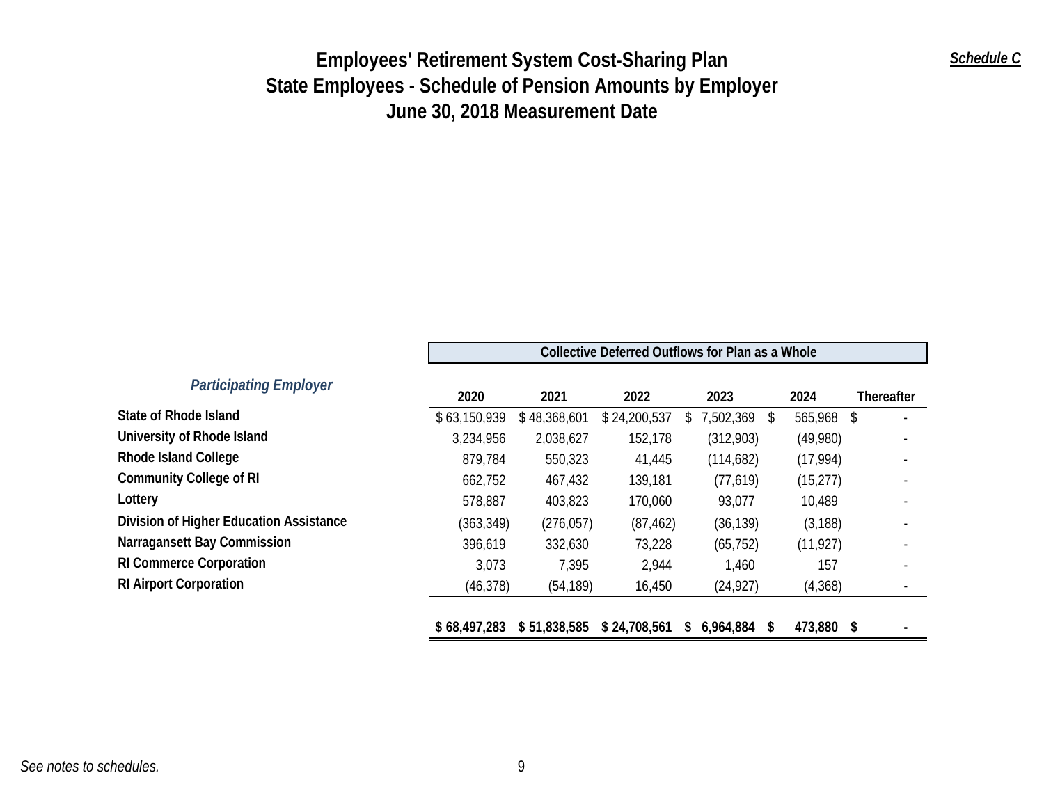*Schedule C*

# Employees' Retirement System Cost-Sharing Plan
## State Employees - Schedule of Pension Amounts by Employer
## June 30, 2018 Measurement Date

| *Participating Employer* | Collective Deferred Outflows for Plan as a Whole | | | | | |
|---|---|---|---|---|---|---|
| | **2020** | **2021** | **2022** | **2023** | **2024** | **Thereafter** |
| **State of Rhode Island** | $ 63,150,939 | $ 48,368,601 | $ 24,200,537 | $ 7,502,369 | $ 565,968 | $ - |
| **University of Rhode Island** | 3,234,956 | 2,038,627 | 152,178 | (312,903) | (49,980) | - |
| **Rhode Island College** | 879,784 | 550,323 | 41,445 | (114,682) | (17,994) | - |
| **Community College of RI** | 662,752 | 467,432 | 139,181 | (77,619) | (15,277) | - |
| **Lottery** | 578,887 | 403,823 | 170,060 | 93,077 | 10,489 | - |
| **Division of Higher Education Assistance** | (363,349) | (276,057) | (87,462) | (36,139) | (3,188) | - |
| **Narragansett Bay Commission** | 396,619 | 332,630 | 73,228 | (65,752) | (11,927) | - |
| **RI Commerce Corporation** | 3,073 | 7,395 | 2,944 | 1,460 | 157 | - |
| **RI Airport Corporation** | (46,378) | (54,189) | 16,450 | (24,927) | (4,368) | - |
| | **$ 68,497,283** | **$ 51,838,585** | **$ 24,708,561** | **$ 6,964,884** | **$ 473,880** | **$ -** |

*See notes to schedules.*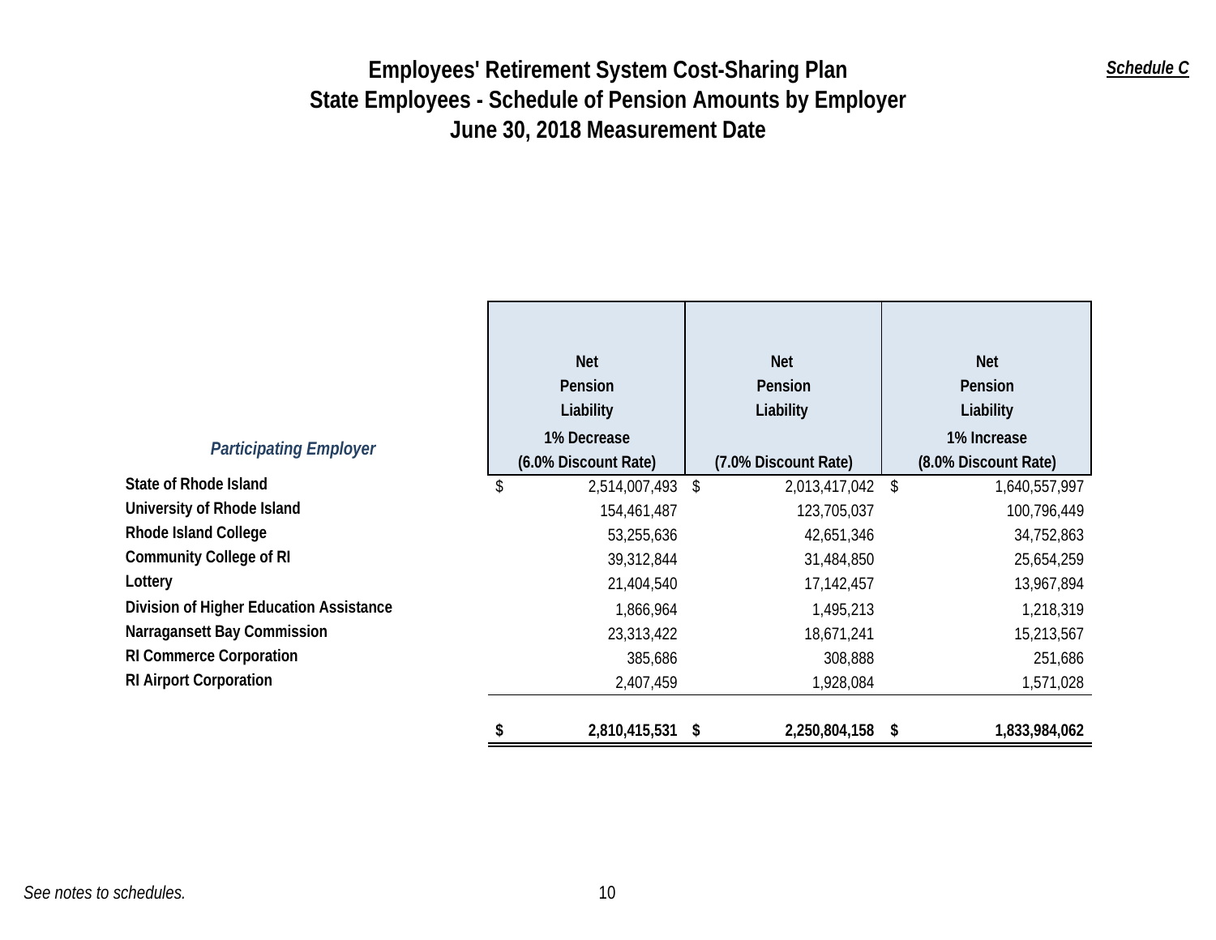*Schedule C*

# Employees' Retirement System Cost-Sharing Plan
## State Employees - Schedule of Pension Amounts by Employer
## June 30, 2018 Measurement Date

| *Participating Employer* | Net Pension Liability 1% Decrease (6.0% Discount Rate) | Net Pension Liability (7.0% Discount Rate) | Net Pension Liability 1% Increase (8.0% Discount Rate) |
|---|---|---|---|
| **State of Rhode Island** | $ 2,514,007,493 | $ 2,013,417,042 | $ 1,640,557,997 |
| **University of Rhode Island** | 154,461,487 | 123,705,037 | 100,796,449 |
| **Rhode Island College** | 53,255,636 | 42,651,346 | 34,752,863 |
| **Community College of RI** | 39,312,844 | 31,484,850 | 25,654,259 |
| **Lottery** | 21,404,540 | 17,142,457 | 13,967,894 |
| **Division of Higher Education Assistance** | 1,866,964 | 1,495,213 | 1,218,319 |
| **Narragansett Bay Commission** | 23,313,422 | 18,671,241 | 15,213,567 |
| **RI Commerce Corporation** | 385,686 | 308,888 | 251,686 |
| **RI Airport Corporation** | 2,407,459 | 1,928,084 | 1,571,028 |
| | **$ 2,810,415,531** | **$ 2,250,804,158** | **$ 1,833,984,062** |

*See notes to schedules.*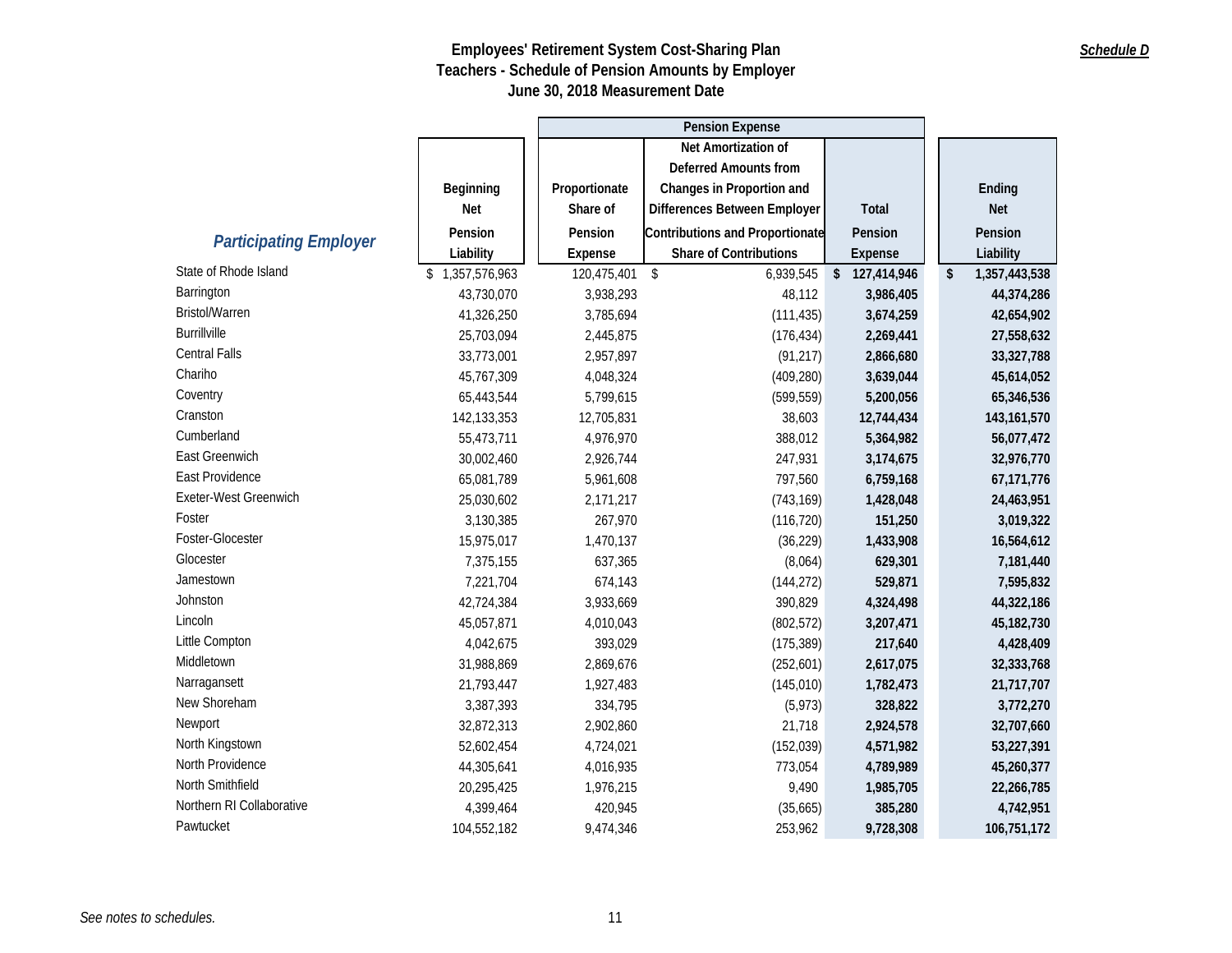# Employees' Retirement System Cost-Sharing Plan
## Teachers - Schedule of Pension Amounts by Employer
### June 30, 2018 Measurement Date

*Schedule D*

| Participating Employer | Beginning Net Pension Liability | Pension Expense: Proportionate Share of Pension Expense | Pension Expense: Net Amortization of Deferred Amounts from Changes in Proportion and Differences Between Employer Contributions and Proportionate Share of Contributions | Pension Expense: Total Pension Expense | Ending Net Pension Liability |
|---|---|---|---|---|---|
| State of Rhode Island | $ 1,357,576,963 | 120,475,401 | $ 6,939,545 | $ **127,414,946** | $ **1,357,443,538** |
| Barrington | 43,730,070 | 3,938,293 | 48,112 | **3,986,405** | **44,374,286** |
| Bristol/Warren | 41,326,250 | 3,785,694 | (111,435) | **3,674,259** | **42,654,902** |
| Burrillville | 25,703,094 | 2,445,875 | (176,434) | **2,269,441** | **27,558,632** |
| Central Falls | 33,773,001 | 2,957,897 | (91,217) | **2,866,680** | **33,327,788** |
| Chariho | 45,767,309 | 4,048,324 | (409,280) | **3,639,044** | **45,614,052** |
| Coventry | 65,443,544 | 5,799,615 | (599,559) | **5,200,056** | **65,346,536** |
| Cranston | 142,133,353 | 12,705,831 | 38,603 | **12,744,434** | **143,161,570** |
| Cumberland | 55,473,711 | 4,976,970 | 388,012 | **5,364,982** | **56,077,472** |
| East Greenwich | 30,002,460 | 2,926,744 | 247,931 | **3,174,675** | **32,976,770** |
| East Providence | 65,081,789 | 5,961,608 | 797,560 | **6,759,168** | **67,171,776** |
| Exeter-West Greenwich | 25,030,602 | 2,171,217 | (743,169) | **1,428,048** | **24,463,951** |
| Foster | 3,130,385 | 267,970 | (116,720) | **151,250** | **3,019,322** |
| Foster-Glocester | 15,975,017 | 1,470,137 | (36,229) | **1,433,908** | **16,564,612** |
| Glocester | 7,375,155 | 637,365 | (8,064) | **629,301** | **7,181,440** |
| Jamestown | 7,221,704 | 674,143 | (144,272) | **529,871** | **7,595,832** |
| Johnston | 42,724,384 | 3,933,669 | 390,829 | **4,324,498** | **44,322,186** |
| Lincoln | 45,057,871 | 4,010,043 | (802,572) | **3,207,471** | **45,182,730** |
| Little Compton | 4,042,675 | 393,029 | (175,389) | **217,640** | **4,428,409** |
| Middletown | 31,988,869 | 2,869,676 | (252,601) | **2,617,075** | **32,333,768** |
| Narragansett | 21,793,447 | 1,927,483 | (145,010) | **1,782,473** | **21,717,707** |
| New Shoreham | 3,387,393 | 334,795 | (5,973) | **328,822** | **3,772,270** |
| Newport | 32,872,313 | 2,902,860 | 21,718 | **2,924,578** | **32,707,660** |
| North Kingstown | 52,602,454 | 4,724,021 | (152,039) | **4,571,982** | **53,227,391** |
| North Providence | 44,305,641 | 4,016,935 | 773,054 | **4,789,989** | **45,260,377** |
| North Smithfield | 20,295,425 | 1,976,215 | 9,490 | **1,985,705** | **22,266,785** |
| Northern RI Collaborative | 4,399,464 | 420,945 | (35,665) | **385,280** | **4,742,951** |
| Pawtucket | 104,552,182 | 9,474,346 | 253,962 | **9,728,308** | **106,751,172** |

*See notes to schedules.*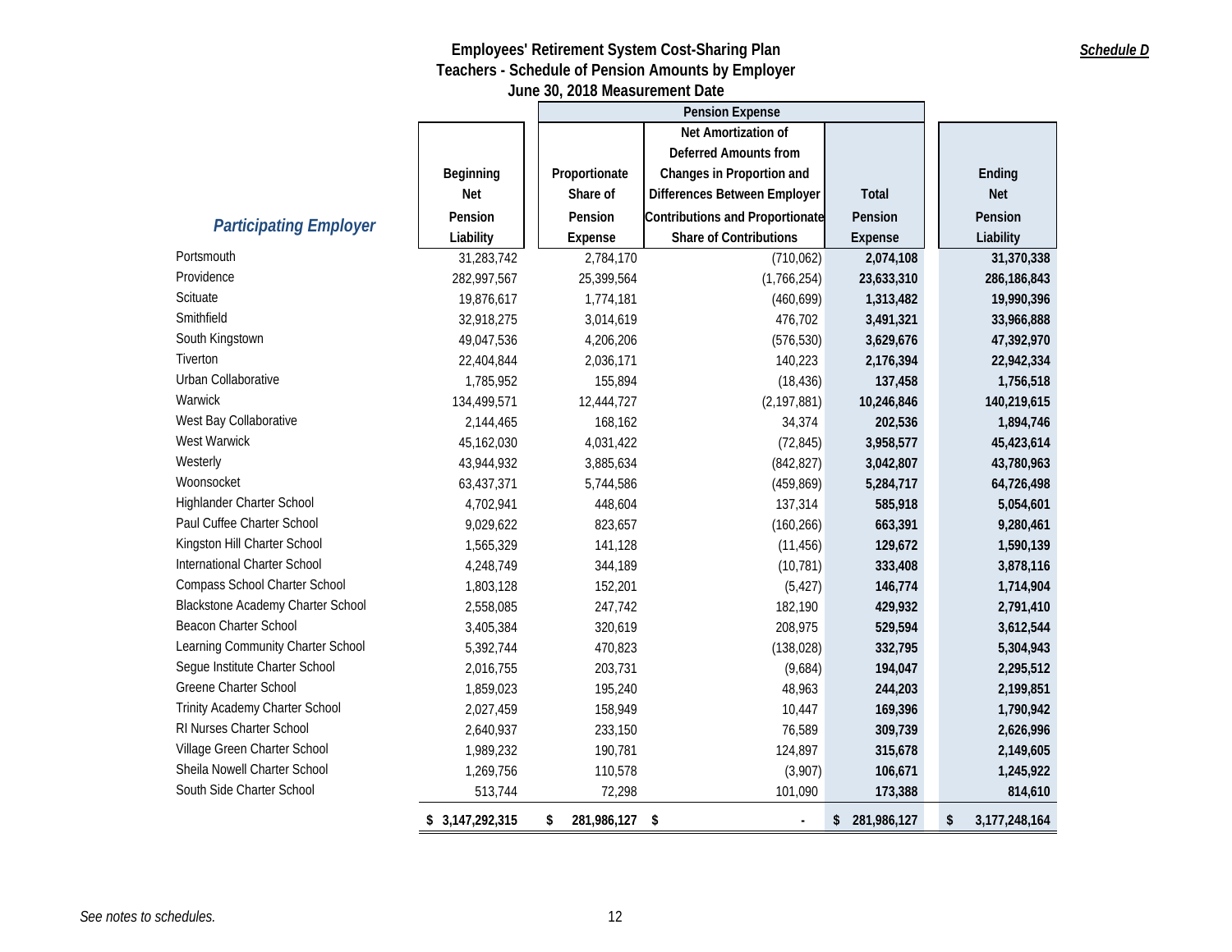**Schedule D**

# Employees' Retirement System Cost-Sharing Plan
## Teachers - Schedule of Pension Amounts by Employer
### June 30, 2018 Measurement Date

| Participating Employer | Beginning Net Pension Liability | Pension Expense: Proportionate Share of Pension Expense | Pension Expense: Net Amortization of Deferred Amounts from Changes in Proportion and Differences Between Employer Contributions and Proportionate Share of Contributions | Pension Expense: Total Pension Expense | Ending Net Pension Liability |
|---|---|---|---|---|---|
| Portsmouth | 31,283,742 | 2,784,170 | (710,062) | **2,074,108** | **31,370,338** |
| Providence | 282,997,567 | 25,399,564 | (1,766,254) | **23,633,310** | **286,186,843** |
| Scituate | 19,876,617 | 1,774,181 | (460,699) | **1,313,482** | **19,990,396** |
| Smithfield | 32,918,275 | 3,014,619 | 476,702 | **3,491,321** | **33,966,888** |
| South Kingstown | 49,047,536 | 4,206,206 | (576,530) | **3,629,676** | **47,392,970** |
| Tiverton | 22,404,844 | 2,036,171 | 140,223 | **2,176,394** | **22,942,334** |
| Urban Collaborative | 1,785,952 | 155,894 | (18,436) | **137,458** | **1,756,518** |
| Warwick | 134,499,571 | 12,444,727 | (2,197,881) | **10,246,846** | **140,219,615** |
| West Bay Collaborative | 2,144,465 | 168,162 | 34,374 | **202,536** | **1,894,746** |
| West Warwick | 45,162,030 | 4,031,422 | (72,845) | **3,958,577** | **45,423,614** |
| Westerly | 43,944,932 | 3,885,634 | (842,827) | **3,042,807** | **43,780,963** |
| Woonsocket | 63,437,371 | 5,744,586 | (459,869) | **5,284,717** | **64,726,498** |
| Highlander Charter School | 4,702,941 | 448,604 | 137,314 | **585,918** | **5,054,601** |
| Paul Cuffee Charter School | 9,029,622 | 823,657 | (160,266) | **663,391** | **9,280,461** |
| Kingston Hill Charter School | 1,565,329 | 141,128 | (11,456) | **129,672** | **1,590,139** |
| International Charter School | 4,248,749 | 344,189 | (10,781) | **333,408** | **3,878,116** |
| Compass School Charter School | 1,803,128 | 152,201 | (5,427) | **146,774** | **1,714,904** |
| Blackstone Academy Charter School | 2,558,085 | 247,742 | 182,190 | **429,932** | **2,791,410** |
| Beacon Charter School | 3,405,384 | 320,619 | 208,975 | **529,594** | **3,612,544** |
| Learning Community Charter School | 5,392,744 | 470,823 | (138,028) | **332,795** | **5,304,943** |
| Segue Institute Charter School | 2,016,755 | 203,731 | (9,684) | **194,047** | **2,295,512** |
| Greene Charter School | 1,859,023 | 195,240 | 48,963 | **244,203** | **2,199,851** |
| Trinity Academy Charter School | 2,027,459 | 158,949 | 10,447 | **169,396** | **1,790,942** |
| RI Nurses Charter School | 2,640,937 | 233,150 | 76,589 | **309,739** | **2,626,996** |
| Village Green Charter School | 1,989,232 | 190,781 | 124,897 | **315,678** | **2,149,605** |
| Sheila Nowell Charter School | 1,269,756 | 110,578 | (3,907) | **106,671** | **1,245,922** |
| South Side Charter School | 513,744 | 72,298 | 101,090 | **173,388** | **814,610** |
| | **$ 3,147,292,315** | **$ 281,986,127** | **$ -** | **$ 281,986,127** | **$ 3,177,248,164** |

*See notes to schedules.*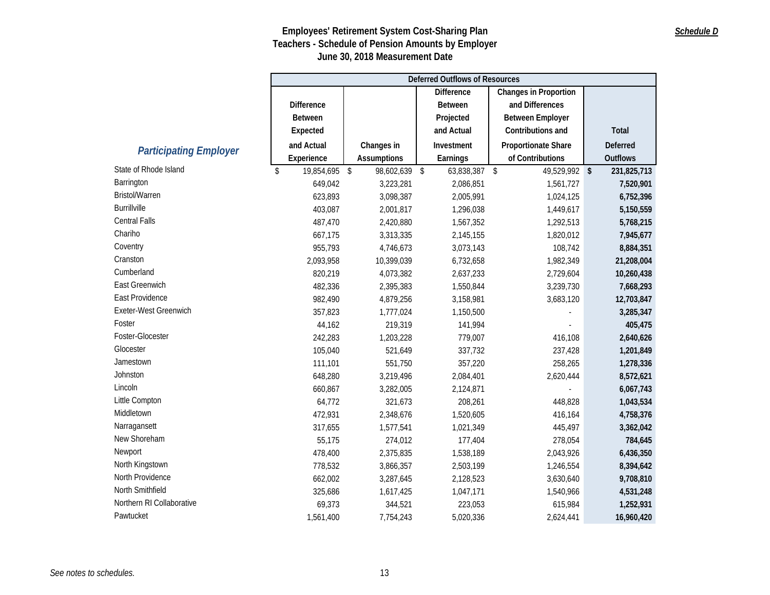**Schedule D**

# Employees' Retirement System Cost-Sharing Plan
## Teachers - Schedule of Pension Amounts by Employer
## June 30, 2018 Measurement Date

| Participating Employer | Deferred Outflows of Resources | | | | |
|---|---|---|---|---|---|
| | Difference Between Expected and Actual Experience | Changes in Assumptions | Difference Between Projected and Actual Investment Earnings | Changes in Proportion and Differences Between Employer Contributions and Proportionate Share of Contributions | Total Deferred Outflows |
| State of Rhode Island | $ 19,854,695 | $ 98,602,639 | $ 63,838,387 | $ 49,529,992 | **$ 231,825,713** |
| Barrington | 649,042 | 3,223,281 | 2,086,851 | 1,561,727 | **7,520,901** |
| Bristol/Warren | 623,893 | 3,098,387 | 2,005,991 | 1,024,125 | **6,752,396** |
| Burrillville | 403,087 | 2,001,817 | 1,296,038 | 1,449,617 | **5,150,559** |
| Central Falls | 487,470 | 2,420,880 | 1,567,352 | 1,292,513 | **5,768,215** |
| Chariho | 667,175 | 3,313,335 | 2,145,155 | 1,820,012 | **7,945,677** |
| Coventry | 955,793 | 4,746,673 | 3,073,143 | 108,742 | **8,884,351** |
| Cranston | 2,093,958 | 10,399,039 | 6,732,658 | 1,982,349 | **21,208,004** |
| Cumberland | 820,219 | 4,073,382 | 2,637,233 | 2,729,604 | **10,260,438** |
| East Greenwich | 482,336 | 2,395,383 | 1,550,844 | 3,239,730 | **7,668,293** |
| East Providence | 982,490 | 4,879,256 | 3,158,981 | 3,683,120 | **12,703,847** |
| Exeter-West Greenwich | 357,823 | 1,777,024 | 1,150,500 | - | **3,285,347** |
| Foster | 44,162 | 219,319 | 141,994 | - | **405,475** |
| Foster-Glocester | 242,283 | 1,203,228 | 779,007 | 416,108 | **2,640,626** |
| Glocester | 105,040 | 521,649 | 337,732 | 237,428 | **1,201,849** |
| Jamestown | 111,101 | 551,750 | 357,220 | 258,265 | **1,278,336** |
| Johnston | 648,280 | 3,219,496 | 2,084,401 | 2,620,444 | **8,572,621** |
| Lincoln | 660,867 | 3,282,005 | 2,124,871 | - | **6,067,743** |
| Little Compton | 64,772 | 321,673 | 208,261 | 448,828 | **1,043,534** |
| Middletown | 472,931 | 2,348,676 | 1,520,605 | 416,164 | **4,758,376** |
| Narragansett | 317,655 | 1,577,541 | 1,021,349 | 445,497 | **3,362,042** |
| New Shoreham | 55,175 | 274,012 | 177,404 | 278,054 | **784,645** |
| Newport | 478,400 | 2,375,835 | 1,538,189 | 2,043,926 | **6,436,350** |
| North Kingstown | 778,532 | 3,866,357 | 2,503,199 | 1,246,554 | **8,394,642** |
| North Providence | 662,002 | 3,287,645 | 2,128,523 | 3,630,640 | **9,708,810** |
| North Smithfield | 325,686 | 1,617,425 | 1,047,171 | 1,540,966 | **4,531,248** |
| Northern RI Collaborative | 69,373 | 344,521 | 223,053 | 615,984 | **1,252,931** |
| Pawtucket | 1,561,400 | 7,754,243 | 5,020,336 | 2,624,441 | **16,960,420** |

*See notes to schedules.*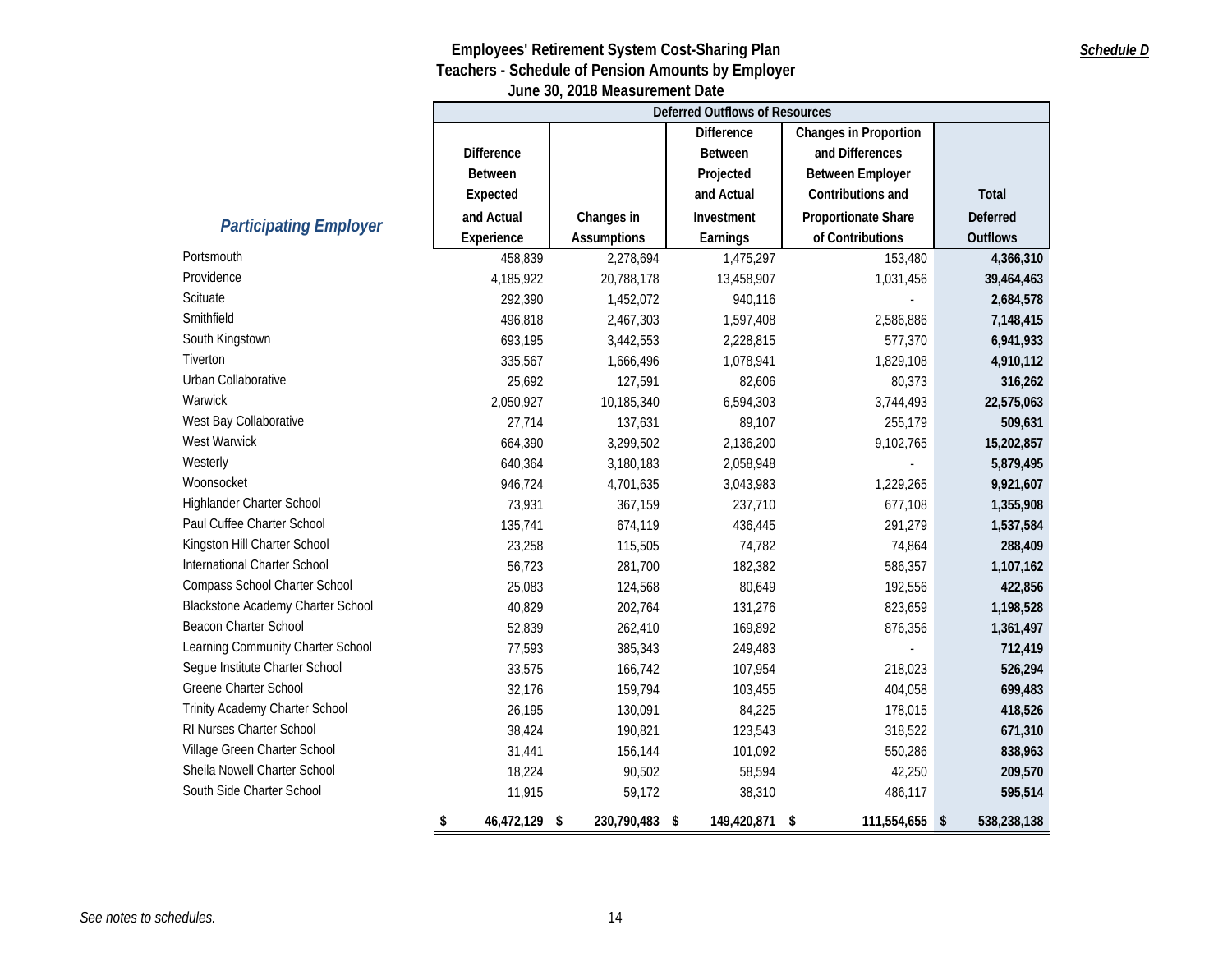# Employees' Retirement System Cost-Sharing Plan
## Teachers - Schedule of Pension Amounts by Employer
### June 30, 2018 Measurement Date

*Schedule D*

| *Participating Employer* | Deferred Outflows of Resources | | | | |
|---|---|---|---|---|---|
| | Difference Between Expected and Actual Experience | Changes in Assumptions | Difference Between Projected and Actual Investment Earnings | Changes in Proportion and Differences Between Employer Contributions and Proportionate Share of Contributions | Total Deferred Outflows |
| Portsmouth | 458,839 | 2,278,694 | 1,475,297 | 153,480 | **4,366,310** |
| Providence | 4,185,922 | 20,788,178 | 13,458,907 | 1,031,456 | **39,464,463** |
| Scituate | 292,390 | 1,452,072 | 940,116 | - | **2,684,578** |
| Smithfield | 496,818 | 2,467,303 | 1,597,408 | 2,586,886 | **7,148,415** |
| South Kingstown | 693,195 | 3,442,553 | 2,228,815 | 577,370 | **6,941,933** |
| Tiverton | 335,567 | 1,666,496 | 1,078,941 | 1,829,108 | **4,910,112** |
| Urban Collaborative | 25,692 | 127,591 | 82,606 | 80,373 | **316,262** |
| Warwick | 2,050,927 | 10,185,340 | 6,594,303 | 3,744,493 | **22,575,063** |
| West Bay Collaborative | 27,714 | 137,631 | 89,107 | 255,179 | **509,631** |
| West Warwick | 664,390 | 3,299,502 | 2,136,200 | 9,102,765 | **15,202,857** |
| Westerly | 640,364 | 3,180,183 | 2,058,948 | - | **5,879,495** |
| Woonsocket | 946,724 | 4,701,635 | 3,043,983 | 1,229,265 | **9,921,607** |
| Highlander Charter School | 73,931 | 367,159 | 237,710 | 677,108 | **1,355,908** |
| Paul Cuffee Charter School | 135,741 | 674,119 | 436,445 | 291,279 | **1,537,584** |
| Kingston Hill Charter School | 23,258 | 115,505 | 74,782 | 74,864 | **288,409** |
| International Charter School | 56,723 | 281,700 | 182,382 | 586,357 | **1,107,162** |
| Compass School Charter School | 25,083 | 124,568 | 80,649 | 192,556 | **422,856** |
| Blackstone Academy Charter School | 40,829 | 202,764 | 131,276 | 823,659 | **1,198,528** |
| Beacon Charter School | 52,839 | 262,410 | 169,892 | 876,356 | **1,361,497** |
| Learning Community Charter School | 77,593 | 385,343 | 249,483 | - | **712,419** |
| Segue Institute Charter School | 33,575 | 166,742 | 107,954 | 218,023 | **526,294** |
| Greene Charter School | 32,176 | 159,794 | 103,455 | 404,058 | **699,483** |
| Trinity Academy Charter School | 26,195 | 130,091 | 84,225 | 178,015 | **418,526** |
| RI Nurses Charter School | 38,424 | 190,821 | 123,543 | 318,522 | **671,310** |
| Village Green Charter School | 31,441 | 156,144 | 101,092 | 550,286 | **838,963** |
| Sheila Nowell Charter School | 18,224 | 90,502 | 58,594 | 42,250 | **209,570** |
| South Side Charter School | 11,915 | 59,172 | 38,310 | 486,117 | **595,514** |
| | $ 46,472,129 | $ 230,790,483 | $ 149,420,871 | $ 111,554,655 | $ 538,238,138 |

*See notes to schedules.*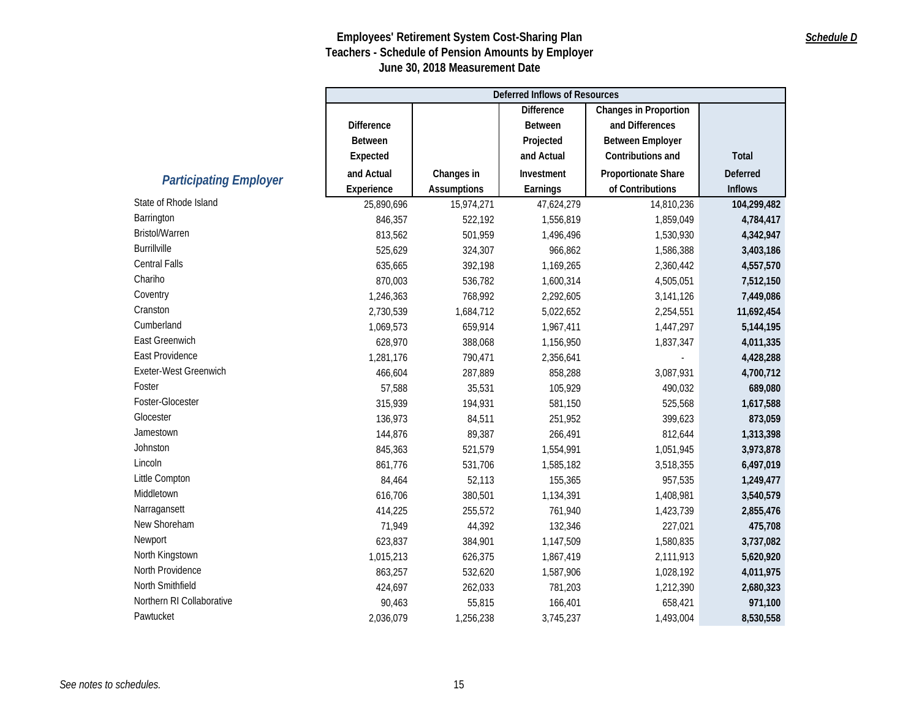**Schedule D**

# Employees' Retirement System Cost-Sharing Plan
## Teachers - Schedule of Pension Amounts by Employer
### June 30, 2018 Measurement Date

| Participating Employer | Deferred Inflows of Resources | | | | |
|---|---|---|---|---|---|
| | Difference Between Expected and Actual Experience | Changes in Assumptions | Difference Between Projected and Actual Investment Earnings | Changes in Proportion and Differences Between Employer Contributions and Proportionate Share of Contributions | Total Deferred Inflows |
| State of Rhode Island | 25,890,696 | 15,974,271 | 47,624,279 | 14,810,236 | **104,299,482** |
| Barrington | 846,357 | 522,192 | 1,556,819 | 1,859,049 | **4,784,417** |
| Bristol/Warren | 813,562 | 501,959 | 1,496,496 | 1,530,930 | **4,342,947** |
| Burrillville | 525,629 | 324,307 | 966,862 | 1,586,388 | **3,403,186** |
| Central Falls | 635,665 | 392,198 | 1,169,265 | 2,360,442 | **4,557,570** |
| Chariho | 870,003 | 536,782 | 1,600,314 | 4,505,051 | **7,512,150** |
| Coventry | 1,246,363 | 768,992 | 2,292,605 | 3,141,126 | **7,449,086** |
| Cranston | 2,730,539 | 1,684,712 | 5,022,652 | 2,254,551 | **11,692,454** |
| Cumberland | 1,069,573 | 659,914 | 1,967,411 | 1,447,297 | **5,144,195** |
| East Greenwich | 628,970 | 388,068 | 1,156,950 | 1,837,347 | **4,011,335** |
| East Providence | 1,281,176 | 790,471 | 2,356,641 | - | **4,428,288** |
| Exeter-West Greenwich | 466,604 | 287,889 | 858,288 | 3,087,931 | **4,700,712** |
| Foster | 57,588 | 35,531 | 105,929 | 490,032 | **689,080** |
| Foster-Glocester | 315,939 | 194,931 | 581,150 | 525,568 | **1,617,588** |
| Glocester | 136,973 | 84,511 | 251,952 | 399,623 | **873,059** |
| Jamestown | 144,876 | 89,387 | 266,491 | 812,644 | **1,313,398** |
| Johnston | 845,363 | 521,579 | 1,554,991 | 1,051,945 | **3,973,878** |
| Lincoln | 861,776 | 531,706 | 1,585,182 | 3,518,355 | **6,497,019** |
| Little Compton | 84,464 | 52,113 | 155,365 | 957,535 | **1,249,477** |
| Middletown | 616,706 | 380,501 | 1,134,391 | 1,408,981 | **3,540,579** |
| Narragansett | 414,225 | 255,572 | 761,940 | 1,423,739 | **2,855,476** |
| New Shoreham | 71,949 | 44,392 | 132,346 | 227,021 | **475,708** |
| Newport | 623,837 | 384,901 | 1,147,509 | 1,580,835 | **3,737,082** |
| North Kingstown | 1,015,213 | 626,375 | 1,867,419 | 2,111,913 | **5,620,920** |
| North Providence | 863,257 | 532,620 | 1,587,906 | 1,028,192 | **4,011,975** |
| North Smithfield | 424,697 | 262,033 | 781,203 | 1,212,390 | **2,680,323** |
| Northern RI Collaborative | 90,463 | 55,815 | 166,401 | 658,421 | **971,100** |
| Pawtucket | 2,036,079 | 1,256,238 | 3,745,237 | 1,493,004 | **8,530,558** |

*See notes to schedules.*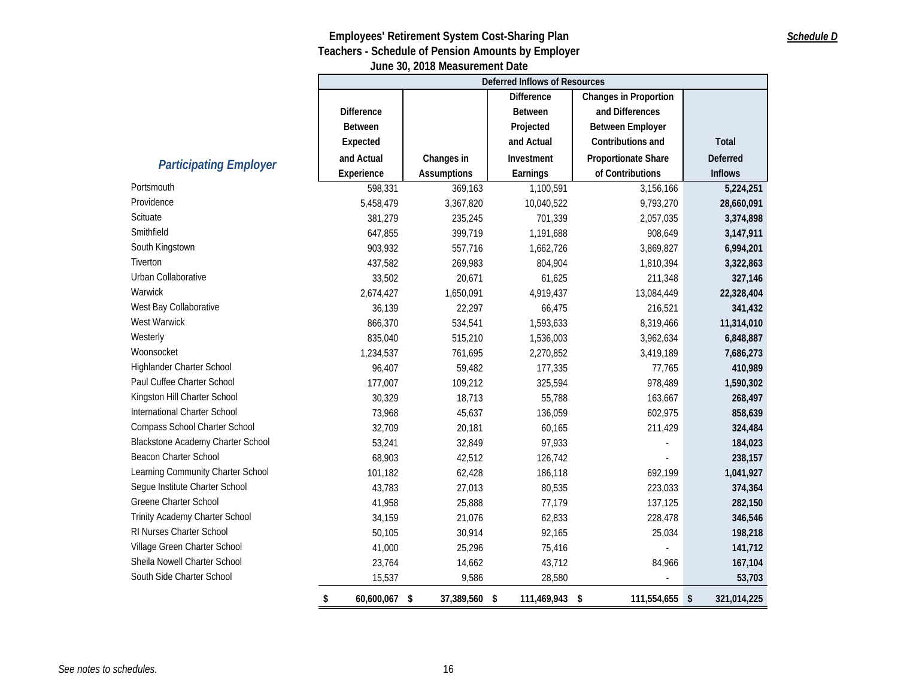# Employees' Retirement System Cost-Sharing Plan
## Teachers - Schedule of Pension Amounts by Employer
### June 30, 2018 Measurement Date

***Schedule D***

| *Participating Employer* | Deferred Inflows of Resources | | | | |
|---|---|---|---|---|---|
| | Difference Between Expected and Actual Experience | Changes in Assumptions | Difference Between Projected and Actual Investment Earnings | Changes in Proportion and Differences Between Employer Contributions and Proportionate Share of Contributions | Total Deferred Inflows |
| Portsmouth | 598,331 | 369,163 | 1,100,591 | 3,156,166 | **5,224,251** |
| Providence | 5,458,479 | 3,367,820 | 10,040,522 | 9,793,270 | **28,660,091** |
| Scituate | 381,279 | 235,245 | 701,339 | 2,057,035 | **3,374,898** |
| Smithfield | 647,855 | 399,719 | 1,191,688 | 908,649 | **3,147,911** |
| South Kingstown | 903,932 | 557,716 | 1,662,726 | 3,869,827 | **6,994,201** |
| Tiverton | 437,582 | 269,983 | 804,904 | 1,810,394 | **3,322,863** |
| Urban Collaborative | 33,502 | 20,671 | 61,625 | 211,348 | **327,146** |
| Warwick | 2,674,427 | 1,650,091 | 4,919,437 | 13,084,449 | **22,328,404** |
| West Bay Collaborative | 36,139 | 22,297 | 66,475 | 216,521 | **341,432** |
| West Warwick | 866,370 | 534,541 | 1,593,633 | 8,319,466 | **11,314,010** |
| Westerly | 835,040 | 515,210 | 1,536,003 | 3,962,634 | **6,848,887** |
| Woonsocket | 1,234,537 | 761,695 | 2,270,852 | 3,419,189 | **7,686,273** |
| Highlander Charter School | 96,407 | 59,482 | 177,335 | 77,765 | **410,989** |
| Paul Cuffee Charter School | 177,007 | 109,212 | 325,594 | 978,489 | **1,590,302** |
| Kingston Hill Charter School | 30,329 | 18,713 | 55,788 | 163,667 | **268,497** |
| International Charter School | 73,968 | 45,637 | 136,059 | 602,975 | **858,639** |
| Compass School Charter School | 32,709 | 20,181 | 60,165 | 211,429 | **324,484** |
| Blackstone Academy Charter School | 53,241 | 32,849 | 97,933 | - | **184,023** |
| Beacon Charter School | 68,903 | 42,512 | 126,742 | - | **238,157** |
| Learning Community Charter School | 101,182 | 62,428 | 186,118 | 692,199 | **1,041,927** |
| Segue Institute Charter School | 43,783 | 27,013 | 80,535 | 223,033 | **374,364** |
| Greene Charter School | 41,958 | 25,888 | 77,179 | 137,125 | **282,150** |
| Trinity Academy Charter School | 34,159 | 21,076 | 62,833 | 228,478 | **346,546** |
| RI Nurses Charter School | 50,105 | 30,914 | 92,165 | 25,034 | **198,218** |
| Village Green Charter School | 41,000 | 25,296 | 75,416 | - | **141,712** |
| Sheila Nowell Charter School | 23,764 | 14,662 | 43,712 | 84,966 | **167,104** |
| South Side Charter School | 15,537 | 9,586 | 28,580 | - | **53,703** |
| | **$ 60,600,067** | **$ 37,389,560** | **$ 111,469,943** | **$ 111,554,655** | **$ 321,014,225** |

*See notes to schedules.*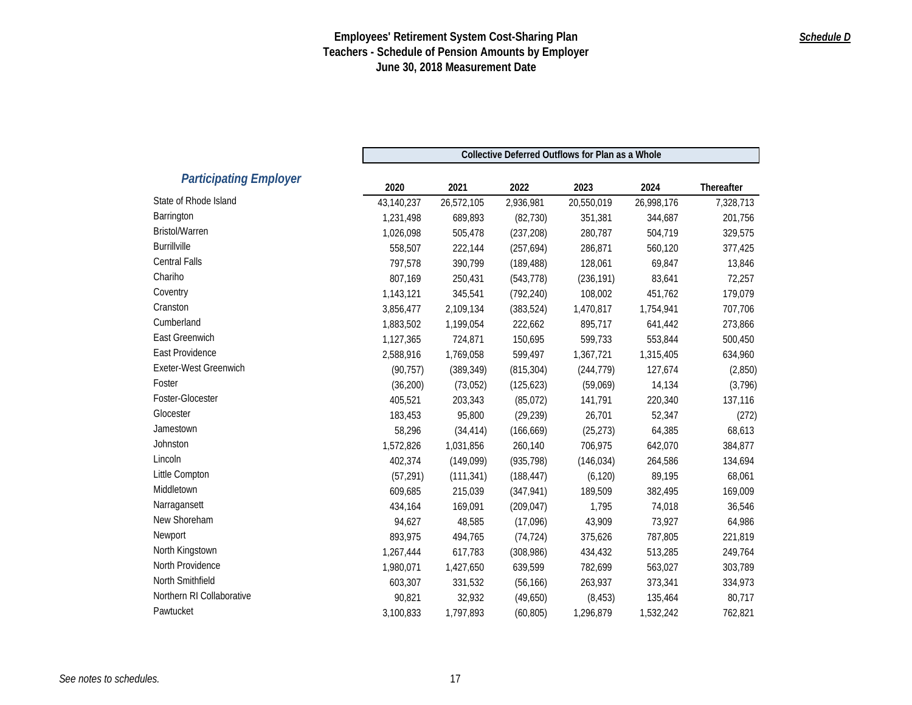# Employees' Retirement System Cost-Sharing Plan
## Teachers - Schedule of Pension Amounts by Employer
## June 30, 2018 Measurement Date

***Schedule D***

| Participating Employer | Collective Deferred Outflows for Plan as a Whole | | | | | |
|---|---|---|---|---|---|---|
| | 2020 | 2021 | 2022 | 2023 | 2024 | Thereafter |
| State of Rhode Island | 43,140,237 | 26,572,105 | 2,936,981 | 20,550,019 | 26,998,176 | 7,328,713 |
| Barrington | 1,231,498 | 689,893 | (82,730) | 351,381 | 344,687 | 201,756 |
| Bristol/Warren | 1,026,098 | 505,478 | (237,208) | 280,787 | 504,719 | 329,575 |
| Burrillville | 558,507 | 222,144 | (257,694) | 286,871 | 560,120 | 377,425 |
| Central Falls | 797,578 | 390,799 | (189,488) | 128,061 | 69,847 | 13,846 |
| Chariho | 807,169 | 250,431 | (543,778) | (236,191) | 83,641 | 72,257 |
| Coventry | 1,143,121 | 345,541 | (792,240) | 108,002 | 451,762 | 179,079 |
| Cranston | 3,856,477 | 2,109,134 | (383,524) | 1,470,817 | 1,754,941 | 707,706 |
| Cumberland | 1,883,502 | 1,199,054 | 222,662 | 895,717 | 641,442 | 273,866 |
| East Greenwich | 1,127,365 | 724,871 | 150,695 | 599,733 | 553,844 | 500,450 |
| East Providence | 2,588,916 | 1,769,058 | 599,497 | 1,367,721 | 1,315,405 | 634,960 |
| Exeter-West Greenwich | (90,757) | (389,349) | (815,304) | (244,779) | 127,674 | (2,850) |
| Foster | (36,200) | (73,052) | (125,623) | (59,069) | 14,134 | (3,796) |
| Foster-Glocester | 405,521 | 203,343 | (85,072) | 141,791 | 220,340 | 137,116 |
| Glocester | 183,453 | 95,800 | (29,239) | 26,701 | 52,347 | (272) |
| Jamestown | 58,296 | (34,414) | (166,669) | (25,273) | 64,385 | 68,613 |
| Johnston | 1,572,826 | 1,031,856 | 260,140 | 706,975 | 642,070 | 384,877 |
| Lincoln | 402,374 | (149,099) | (935,798) | (146,034) | 264,586 | 134,694 |
| Little Compton | (57,291) | (111,341) | (188,447) | (6,120) | 89,195 | 68,061 |
| Middletown | 609,685 | 215,039 | (347,941) | 189,509 | 382,495 | 169,009 |
| Narragansett | 434,164 | 169,091 | (209,047) | 1,795 | 74,018 | 36,546 |
| New Shoreham | 94,627 | 48,585 | (17,096) | 43,909 | 73,927 | 64,986 |
| Newport | 893,975 | 494,765 | (74,724) | 375,626 | 787,805 | 221,819 |
| North Kingstown | 1,267,444 | 617,783 | (308,986) | 434,432 | 513,285 | 249,764 |
| North Providence | 1,980,071 | 1,427,650 | 639,599 | 782,699 | 563,027 | 303,789 |
| North Smithfield | 603,307 | 331,532 | (56,166) | 263,937 | 373,341 | 334,973 |
| Northern RI Collaborative | 90,821 | 32,932 | (49,650) | (8,453) | 135,464 | 80,717 |
| Pawtucket | 3,100,833 | 1,797,893 | (60,805) | 1,296,879 | 1,532,242 | 762,821 |

*See notes to schedules.*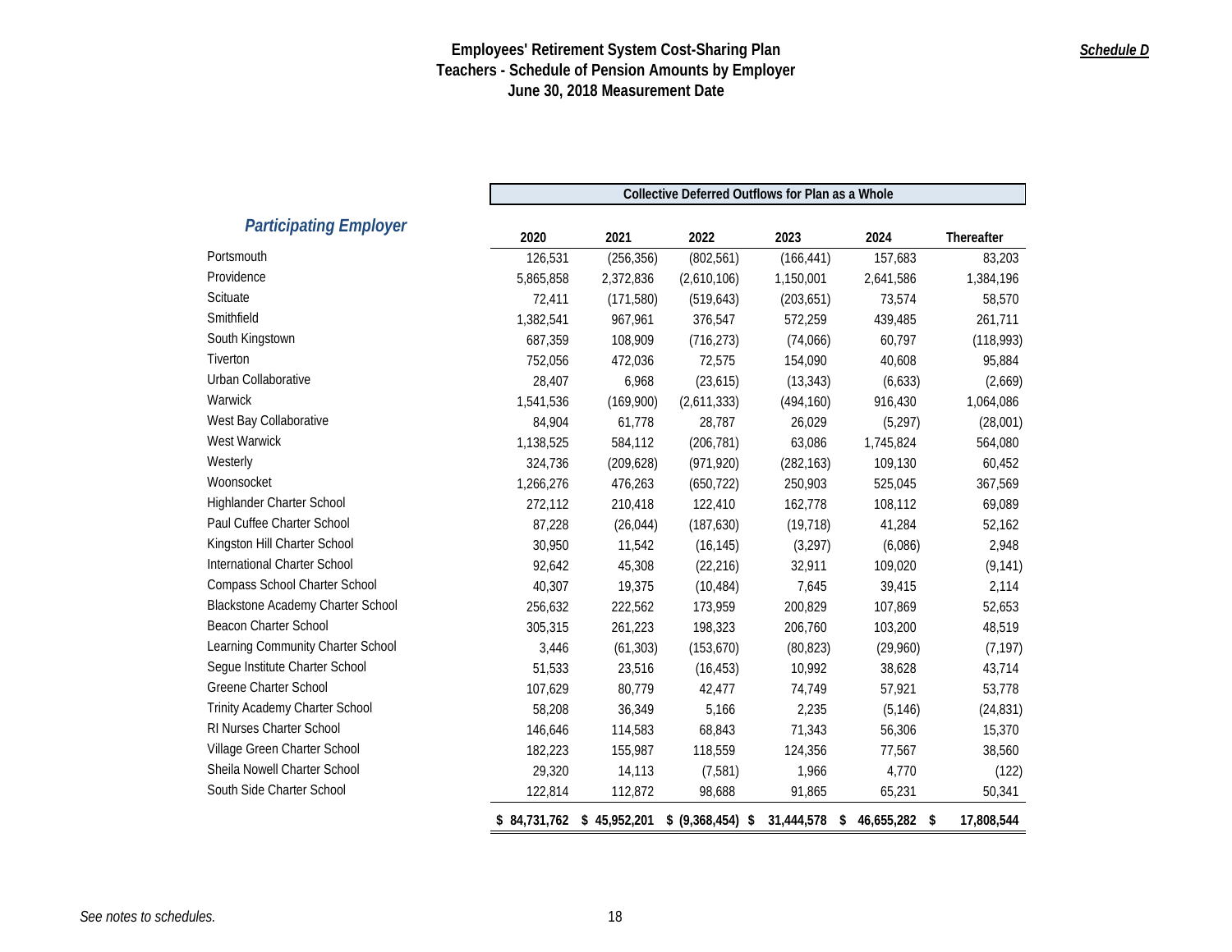# Employees' Retirement System Cost-Sharing Plan
## Teachers - Schedule of Pension Amounts by Employer
### June 30, 2018 Measurement Date

***Schedule D***

| *Participating Employer* | Collective Deferred Outflows for Plan as a Whole | | | | | |
|---|---|---|---|---|---|---|
| | **2020** | **2021** | **2022** | **2023** | **2024** | **Thereafter** |
| Portsmouth | 126,531 | (256,356) | (802,561) | (166,441) | 157,683 | 83,203 |
| Providence | 5,865,858 | 2,372,836 | (2,610,106) | 1,150,001 | 2,641,586 | 1,384,196 |
| Scituate | 72,411 | (171,580) | (519,643) | (203,651) | 73,574 | 58,570 |
| Smithfield | 1,382,541 | 967,961 | 376,547 | 572,259 | 439,485 | 261,711 |
| South Kingstown | 687,359 | 108,909 | (716,273) | (74,066) | 60,797 | (118,993) |
| Tiverton | 752,056 | 472,036 | 72,575 | 154,090 | 40,608 | 95,884 |
| Urban Collaborative | 28,407 | 6,968 | (23,615) | (13,343) | (6,633) | (2,669) |
| Warwick | 1,541,536 | (169,900) | (2,611,333) | (494,160) | 916,430 | 1,064,086 |
| West Bay Collaborative | 84,904 | 61,778 | 28,787 | 26,029 | (5,297) | (28,001) |
| West Warwick | 1,138,525 | 584,112 | (206,781) | 63,086 | 1,745,824 | 564,080 |
| Westerly | 324,736 | (209,628) | (971,920) | (282,163) | 109,130 | 60,452 |
| Woonsocket | 1,266,276 | 476,263 | (650,722) | 250,903 | 525,045 | 367,569 |
| Highlander Charter School | 272,112 | 210,418 | 122,410 | 162,778 | 108,112 | 69,089 |
| Paul Cuffee Charter School | 87,228 | (26,044) | (187,630) | (19,718) | 41,284 | 52,162 |
| Kingston Hill Charter School | 30,950 | 11,542 | (16,145) | (3,297) | (6,086) | 2,948 |
| International Charter School | 92,642 | 45,308 | (22,216) | 32,911 | 109,020 | (9,141) |
| Compass School Charter School | 40,307 | 19,375 | (10,484) | 7,645 | 39,415 | 2,114 |
| Blackstone Academy Charter School | 256,632 | 222,562 | 173,959 | 200,829 | 107,869 | 52,653 |
| Beacon Charter School | 305,315 | 261,223 | 198,323 | 206,760 | 103,200 | 48,519 |
| Learning Community Charter School | 3,446 | (61,303) | (153,670) | (80,823) | (29,960) | (7,197) |
| Segue Institute Charter School | 51,533 | 23,516 | (16,453) | 10,992 | 38,628 | 43,714 |
| Greene Charter School | 107,629 | 80,779 | 42,477 | 74,749 | 57,921 | 53,778 |
| Trinity Academy Charter School | 58,208 | 36,349 | 5,166 | 2,235 | (5,146) | (24,831) |
| RI Nurses Charter School | 146,646 | 114,583 | 68,843 | 71,343 | 56,306 | 15,370 |
| Village Green Charter School | 182,223 | 155,987 | 118,559 | 124,356 | 77,567 | 38,560 |
| Sheila Nowell Charter School | 29,320 | 14,113 | (7,581) | 1,966 | 4,770 | (122) |
| South Side Charter School | 122,814 | 112,872 | 98,688 | 91,865 | 65,231 | 50,341 |
| | **$ 84,731,762** | **$ 45,952,201** | **$ (9,368,454)** | **$ 31,444,578** | **$ 46,655,282** | **$ 17,808,544** |

*See notes to schedules.*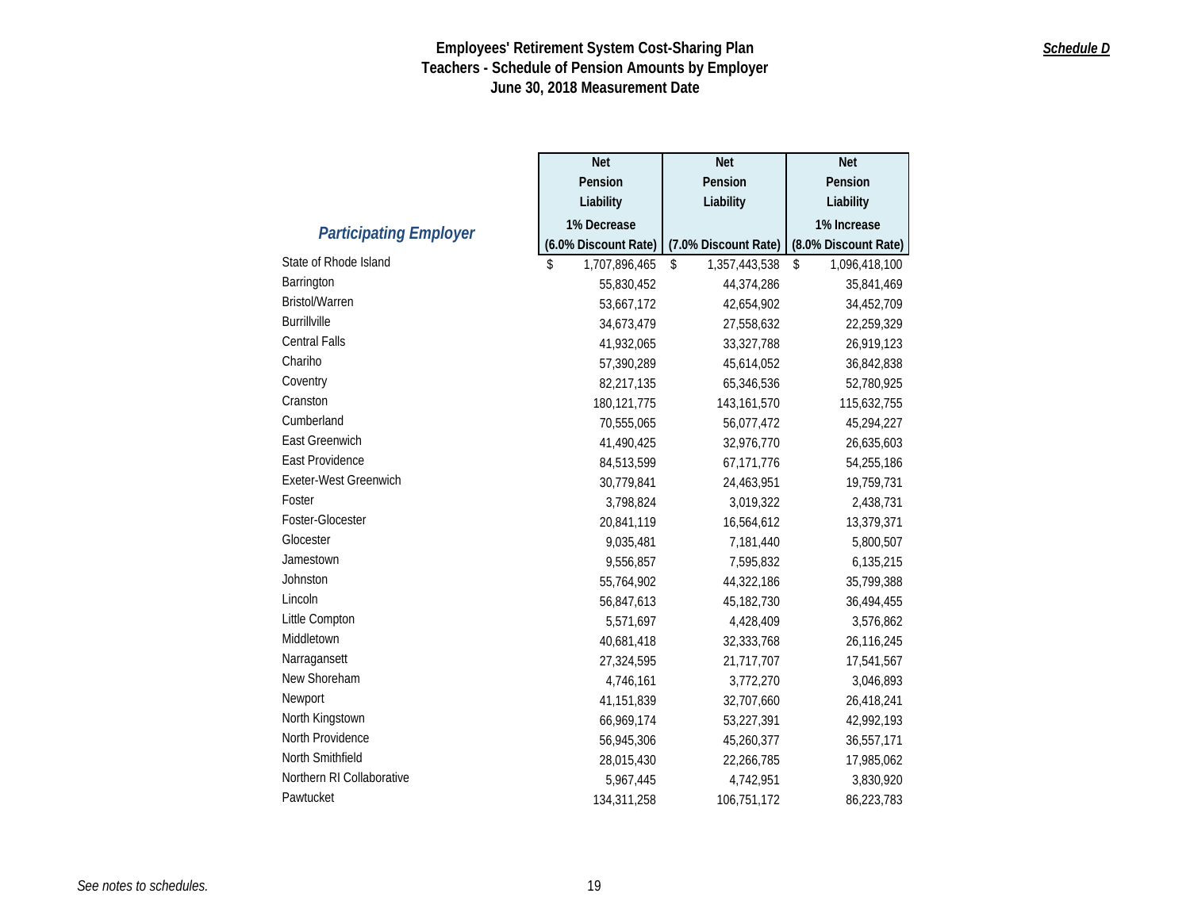**Schedule D**

# Employees' Retirement System Cost-Sharing Plan
## Teachers - Schedule of Pension Amounts by Employer
### June 30, 2018 Measurement Date

| *Participating Employer* | Net Pension Liability 1% Decrease (6.0% Discount Rate) | Net Pension Liability (7.0% Discount Rate) | Net Pension Liability 1% Increase (8.0% Discount Rate) |
|---|---|---|---|
| State of Rhode Island | $ 1,707,896,465 | $ 1,357,443,538 | $ 1,096,418,100 |
| Barrington | 55,830,452 | 44,374,286 | 35,841,469 |
| Bristol/Warren | 53,667,172 | 42,654,902 | 34,452,709 |
| Burrillville | 34,673,479 | 27,558,632 | 22,259,329 |
| Central Falls | 41,932,065 | 33,327,788 | 26,919,123 |
| Chariho | 57,390,289 | 45,614,052 | 36,842,838 |
| Coventry | 82,217,135 | 65,346,536 | 52,780,925 |
| Cranston | 180,121,775 | 143,161,570 | 115,632,755 |
| Cumberland | 70,555,065 | 56,077,472 | 45,294,227 |
| East Greenwich | 41,490,425 | 32,976,770 | 26,635,603 |
| East Providence | 84,513,599 | 67,171,776 | 54,255,186 |
| Exeter-West Greenwich | 30,779,841 | 24,463,951 | 19,759,731 |
| Foster | 3,798,824 | 3,019,322 | 2,438,731 |
| Foster-Glocester | 20,841,119 | 16,564,612 | 13,379,371 |
| Glocester | 9,035,481 | 7,181,440 | 5,800,507 |
| Jamestown | 9,556,857 | 7,595,832 | 6,135,215 |
| Johnston | 55,764,902 | 44,322,186 | 35,799,388 |
| Lincoln | 56,847,613 | 45,182,730 | 36,494,455 |
| Little Compton | 5,571,697 | 4,428,409 | 3,576,862 |
| Middletown | 40,681,418 | 32,333,768 | 26,116,245 |
| Narragansett | 27,324,595 | 21,717,707 | 17,541,567 |
| New Shoreham | 4,746,161 | 3,772,270 | 3,046,893 |
| Newport | 41,151,839 | 32,707,660 | 26,418,241 |
| North Kingstown | 66,969,174 | 53,227,391 | 42,992,193 |
| North Providence | 56,945,306 | 45,260,377 | 36,557,171 |
| North Smithfield | 28,015,430 | 22,266,785 | 17,985,062 |
| Northern RI Collaborative | 5,967,445 | 4,742,951 | 3,830,920 |
| Pawtucket | 134,311,258 | 106,751,172 | 86,223,783 |

*See notes to schedules.*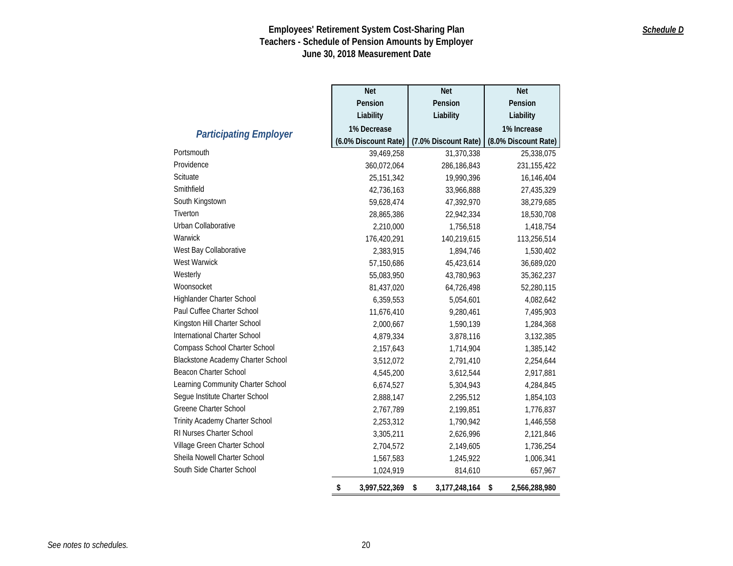# Employees' Retirement System Cost-Sharing Plan
## Teachers - Schedule of Pension Amounts by Employer
## June 30, 2018 Measurement Date

***Schedule D***

| *Participating Employer* | Net Pension Liability 1% Decrease (6.0% Discount Rate) | Net Pension Liability (7.0% Discount Rate) | Net Pension Liability 1% Increase (8.0% Discount Rate) |
|---|---|---|---|
| Portsmouth | 39,469,258 | 31,370,338 | 25,338,075 |
| Providence | 360,072,064 | 286,186,843 | 231,155,422 |
| Scituate | 25,151,342 | 19,990,396 | 16,146,404 |
| Smithfield | 42,736,163 | 33,966,888 | 27,435,329 |
| South Kingstown | 59,628,474 | 47,392,970 | 38,279,685 |
| Tiverton | 28,865,386 | 22,942,334 | 18,530,708 |
| Urban Collaborative | 2,210,000 | 1,756,518 | 1,418,754 |
| Warwick | 176,420,291 | 140,219,615 | 113,256,514 |
| West Bay Collaborative | 2,383,915 | 1,894,746 | 1,530,402 |
| West Warwick | 57,150,686 | 45,423,614 | 36,689,020 |
| Westerly | 55,083,950 | 43,780,963 | 35,362,237 |
| Woonsocket | 81,437,020 | 64,726,498 | 52,280,115 |
| Highlander Charter School | 6,359,553 | 5,054,601 | 4,082,642 |
| Paul Cuffee Charter School | 11,676,410 | 9,280,461 | 7,495,903 |
| Kingston Hill Charter School | 2,000,667 | 1,590,139 | 1,284,368 |
| International Charter School | 4,879,334 | 3,878,116 | 3,132,385 |
| Compass School Charter School | 2,157,643 | 1,714,904 | 1,385,142 |
| Blackstone Academy Charter School | 3,512,072 | 2,791,410 | 2,254,644 |
| Beacon Charter School | 4,545,200 | 3,612,544 | 2,917,881 |
| Learning Community Charter School | 6,674,527 | 5,304,943 | 4,284,845 |
| Segue Institute Charter School | 2,888,147 | 2,295,512 | 1,854,103 |
| Greene Charter School | 2,767,789 | 2,199,851 | 1,776,837 |
| Trinity Academy Charter School | 2,253,312 | 1,790,942 | 1,446,558 |
| RI Nurses Charter School | 3,305,211 | 2,626,996 | 2,121,846 |
| Village Green Charter School | 2,704,572 | 2,149,605 | 1,736,254 |
| Sheila Nowell Charter School | 1,567,583 | 1,245,922 | 1,006,341 |
| South Side Charter School | 1,024,919 | 814,610 | 657,967 |
| | **$ 3,997,522,369** | **$ 3,177,248,164** | **$ 2,566,288,980** |

*See notes to schedules.*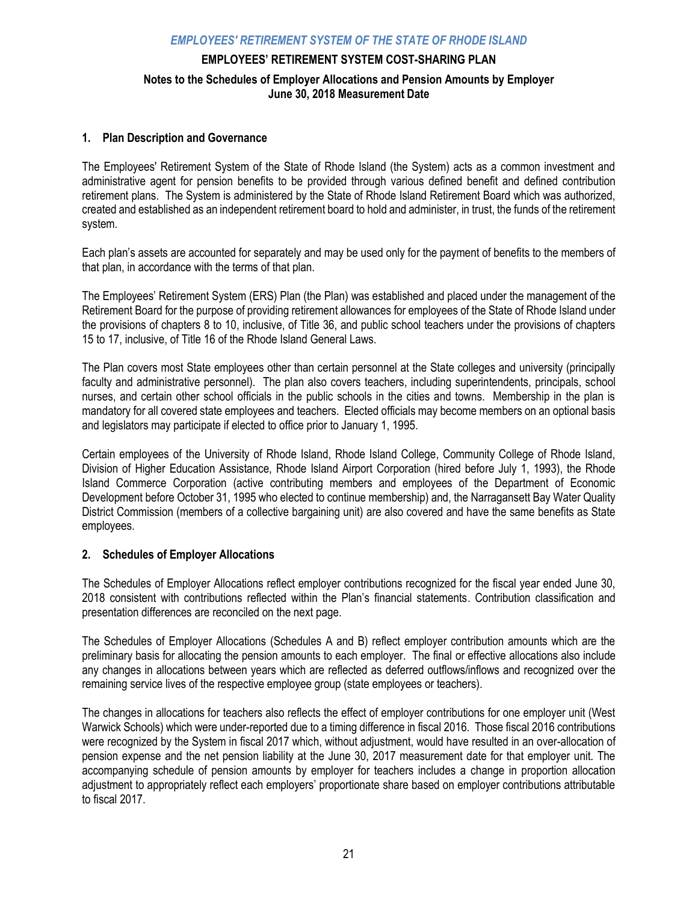# EMPLOYEES' RETIREMENT SYSTEM COST-SHARING PLAN

## Notes to the Schedules of Employer Allocations and Pension Amounts by Employer
## June 30, 2018 Measurement Date

### 1. Plan Description and Governance

The Employees' Retirement System of the State of Rhode Island (the System) acts as a common investment and administrative agent for pension benefits to be provided through various defined benefit and defined contribution retirement plans. The System is administered by the State of Rhode Island Retirement Board which was authorized, created and established as an independent retirement board to hold and administer, in trust, the funds of the retirement system.

Each plan's assets are accounted for separately and may be used only for the payment of benefits to the members of that plan, in accordance with the terms of that plan.

The Employees' Retirement System (ERS) Plan (the Plan) was established and placed under the management of the Retirement Board for the purpose of providing retirement allowances for employees of the State of Rhode Island under the provisions of chapters 8 to 10, inclusive, of Title 36, and public school teachers under the provisions of chapters 15 to 17, inclusive, of Title 16 of the Rhode Island General Laws.

The Plan covers most State employees other than certain personnel at the State colleges and university (principally faculty and administrative personnel). The plan also covers teachers, including superintendents, principals, school nurses, and certain other school officials in the public schools in the cities and towns. Membership in the plan is mandatory for all covered state employees and teachers. Elected officials may become members on an optional basis and legislators may participate if elected to office prior to January 1, 1995.

Certain employees of the University of Rhode Island, Rhode Island College, Community College of Rhode Island, Division of Higher Education Assistance, Rhode Island Airport Corporation (hired before July 1, 1993), the Rhode Island Commerce Corporation (active contributing members and employees of the Department of Economic Development before October 31, 1995 who elected to continue membership) and, the Narragansett Bay Water Quality District Commission (members of a collective bargaining unit) are also covered and have the same benefits as State employees.

### 2. Schedules of Employer Allocations

The Schedules of Employer Allocations reflect employer contributions recognized for the fiscal year ended June 30, 2018 consistent with contributions reflected within the Plan's financial statements. Contribution classification and presentation differences are reconciled on the next page.

The Schedules of Employer Allocations (Schedules A and B) reflect employer contribution amounts which are the preliminary basis for allocating the pension amounts to each employer. The final or effective allocations also include any changes in allocations between years which are reflected as deferred outflows/inflows and recognized over the remaining service lives of the respective employee group (state employees or teachers).

The changes in allocations for teachers also reflects the effect of employer contributions for one employer unit (West Warwick Schools) which were under-reported due to a timing difference in fiscal 2016. Those fiscal 2016 contributions were recognized by the System in fiscal 2017 which, without adjustment, would have resulted in an over-allocation of pension expense and the net pension liability at the June 30, 2017 measurement date for that employer unit. The accompanying schedule of pension amounts by employer for teachers includes a change in proportion allocation adjustment to appropriately reflect each employers' proportionate share based on employer contributions attributable to fiscal 2017.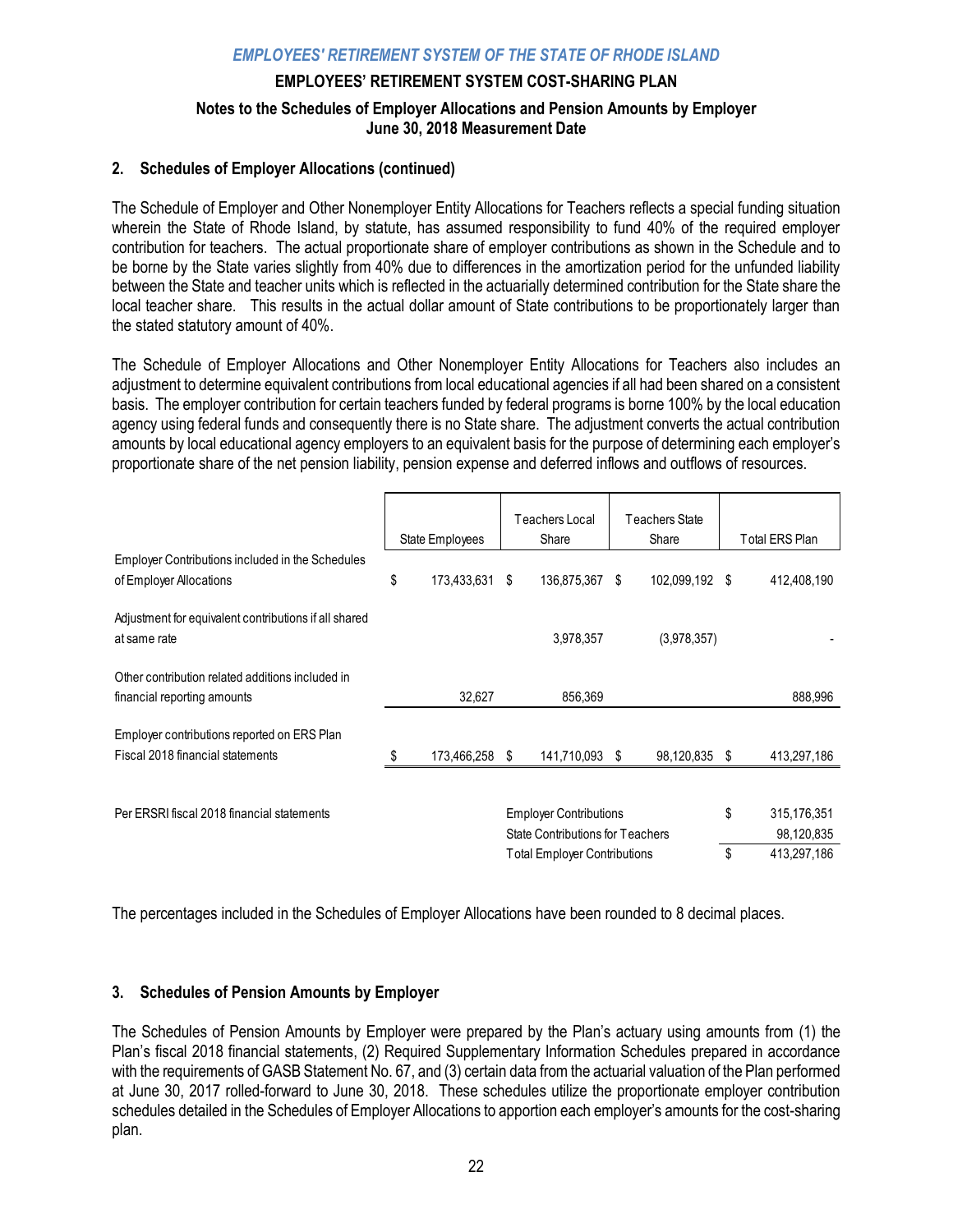## 2. Schedules of Employer Allocations (continued)

The Schedule of Employer and Other Nonemployer Entity Allocations for Teachers reflects a special funding situation wherein the State of Rhode Island, by statute, has assumed responsibility to fund 40% of the required employer contribution for teachers. The actual proportionate share of employer contributions as shown in the Schedule and to be borne by the State varies slightly from 40% due to differences in the amortization period for the unfunded liability between the State and teacher units which is reflected in the actuarially determined contribution for the State share the local teacher share. This results in the actual dollar amount of State contributions to be proportionately larger than the stated statutory amount of 40%.

The Schedule of Employer Allocations and Other Nonemployer Entity Allocations for Teachers also includes an adjustment to determine equivalent contributions from local educational agencies if all had been shared on a consistent basis. The employer contribution for certain teachers funded by federal programs is borne 100% by the local education agency using federal funds and consequently there is no State share. The adjustment converts the actual contribution amounts by local educational agency employers to an equivalent basis for the purpose of determining each employer's proportionate share of the net pension liability, pension expense and deferred inflows and outflows of resources.

| | State Employees | Teachers Local Share | Teachers State Share | Total ERS Plan |
|---|---|---|---|---|
| Employer Contributions included in the Schedules of Employer Allocations | $ 173,433,631 | $ 136,875,367 | $ 102,099,192 | $ 412,408,190 |
| Adjustment for equivalent contributions if all shared at same rate | | 3,978,357 | (3,978,357) | - |
| Other contribution related additions included in financial reporting amounts | 32,627 | 856,369 | | 888,996 |
| Employer contributions reported on ERS Plan Fiscal 2018 financial statements | $ 173,466,258 | $ 141,710,093 | $ 98,120,835 | $ 413,297,186 |
| | | | | |
| Per ERSRI fiscal 2018 financial statements | | Employer Contributions | | $ 315,176,351 |
| | | State Contributions for Teachers | | 98,120,835 |
| | | Total Employer Contributions | | $ 413,297,186 |

The percentages included in the Schedules of Employer Allocations have been rounded to 8 decimal places.

## 3. Schedules of Pension Amounts by Employer

The Schedules of Pension Amounts by Employer were prepared by the Plan's actuary using amounts from (1) the Plan's fiscal 2018 financial statements, (2) Required Supplementary Information Schedules prepared in accordance with the requirements of GASB Statement No. 67, and (3) certain data from the actuarial valuation of the Plan performed at June 30, 2017 rolled-forward to June 30, 2018. These schedules utilize the proportionate employer contribution schedules detailed in the Schedules of Employer Allocations to apportion each employer's amounts for the cost-sharing plan.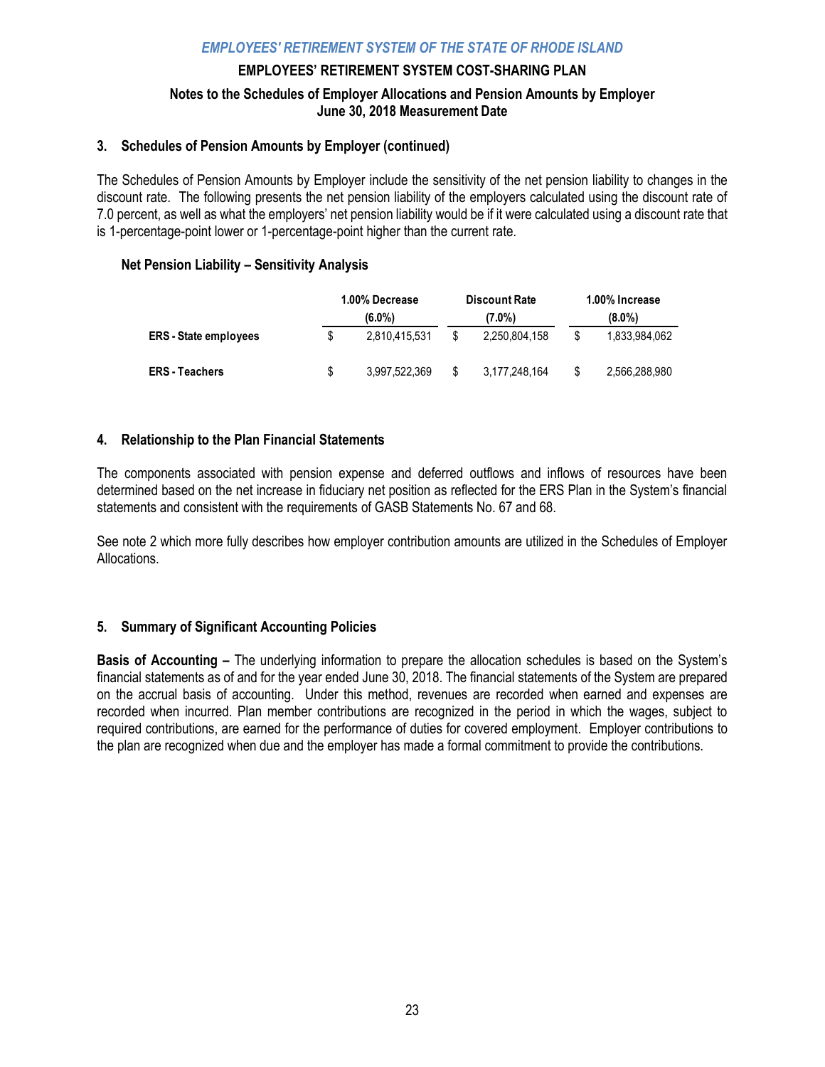### 3. Schedules of Pension Amounts by Employer (continued)

The Schedules of Pension Amounts by Employer include the sensitivity of the net pension liability to changes in the discount rate. The following presents the net pension liability of the employers calculated using the discount rate of 7.0 percent, as well as what the employers' net pension liability would be if it were calculated using a discount rate that is 1-percentage-point lower or 1-percentage-point higher than the current rate.

#### Net Pension Liability – Sensitivity Analysis

| | 1.00% Decrease (6.0%) | Discount Rate (7.0%) | 1.00% Increase (8.0%) |
|---|---|---|---|
| **ERS - State employees** | $ 2,810,415,531 | $ 2,250,804,158 | $ 1,833,984,062 |
| **ERS - Teachers** | $ 3,997,522,369 | $ 3,177,248,164 | $ 2,566,288,980 |

### 4. Relationship to the Plan Financial Statements

The components associated with pension expense and deferred outflows and inflows of resources have been determined based on the net increase in fiduciary net position as reflected for the ERS Plan in the System's financial statements and consistent with the requirements of GASB Statements No. 67 and 68.

See note 2 which more fully describes how employer contribution amounts are utilized in the Schedules of Employer Allocations.

### 5. Summary of Significant Accounting Policies

**Basis of Accounting –** The underlying information to prepare the allocation schedules is based on the System's financial statements as of and for the year ended June 30, 2018. The financial statements of the System are prepared on the accrual basis of accounting. Under this method, revenues are recorded when earned and expenses are recorded when incurred. Plan member contributions are recognized in the period in which the wages, subject to required contributions, are earned for the performance of duties for covered employment. Employer contributions to the plan are recognized when due and the employer has made a formal commitment to provide the contributions.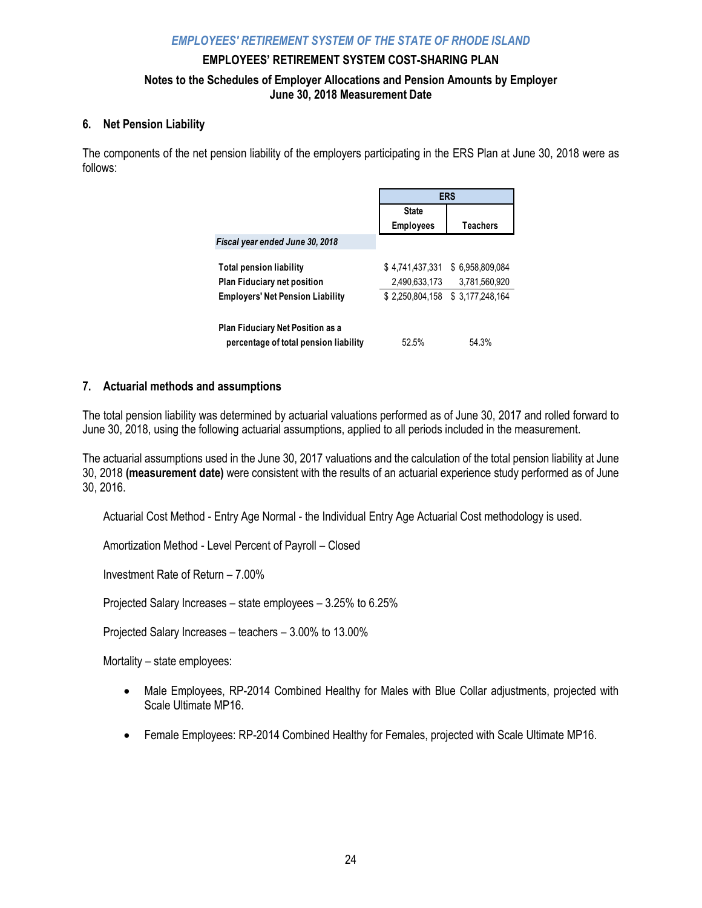## 6. Net Pension Liability

The components of the net pension liability of the employers participating in the ERS Plan at June 30, 2018 were as follows:

| | ERS | |
|---|---|---|
| | State Employees | Teachers |
| *Fiscal year ended June 30, 2018* | | |
| **Total pension liability** | $ 4,741,437,331 | $ 6,958,809,084 |
| **Plan Fiduciary net position** | 2,490,633,173 | 3,781,560,920 |
| **Employers' Net Pension Liability** | $ 2,250,804,158 | $ 3,177,248,164 |
| **Plan Fiduciary Net Position as a percentage of total pension liability** | 52.5% | 54.3% |

## 7. Actuarial methods and assumptions

The total pension liability was determined by actuarial valuations performed as of June 30, 2017 and rolled forward to June 30, 2018, using the following actuarial assumptions, applied to all periods included in the measurement.

The actuarial assumptions used in the June 30, 2017 valuations and the calculation of the total pension liability at June 30, 2018 **(measurement date)** were consistent with the results of an actuarial experience study performed as of June 30, 2016.

Actuarial Cost Method - Entry Age Normal - the Individual Entry Age Actuarial Cost methodology is used.

Amortization Method - Level Percent of Payroll – Closed

Investment Rate of Return – 7.00%

Projected Salary Increases – state employees – 3.25% to 6.25%

Projected Salary Increases – teachers – 3.00% to 13.00%

Mortality – state employees:

- Male Employees, RP-2014 Combined Healthy for Males with Blue Collar adjustments, projected with Scale Ultimate MP16.
- Female Employees: RP-2014 Combined Healthy for Females, projected with Scale Ultimate MP16.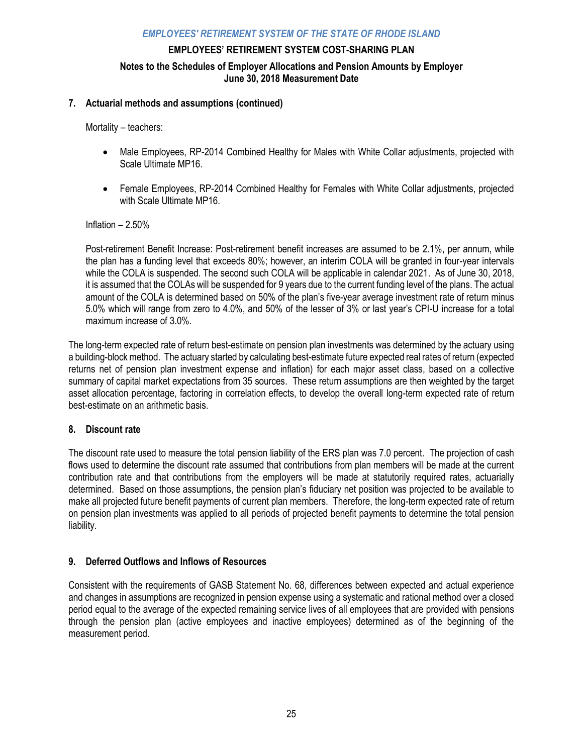### 7. Actuarial methods and assumptions (continued)

Mortality – teachers:

- Male Employees, RP-2014 Combined Healthy for Males with White Collar adjustments, projected with Scale Ultimate MP16.
- Female Employees, RP-2014 Combined Healthy for Females with White Collar adjustments, projected with Scale Ultimate MP16.

Inflation – 2.50%

Post-retirement Benefit Increase: Post-retirement benefit increases are assumed to be 2.1%, per annum, while the plan has a funding level that exceeds 80%; however, an interim COLA will be granted in four-year intervals while the COLA is suspended. The second such COLA will be applicable in calendar 2021. As of June 30, 2018, it is assumed that the COLAs will be suspended for 9 years due to the current funding level of the plans. The actual amount of the COLA is determined based on 50% of the plan's five-year average investment rate of return minus 5.0% which will range from zero to 4.0%, and 50% of the lesser of 3% or last year's CPI-U increase for a total maximum increase of 3.0%.

The long-term expected rate of return best-estimate on pension plan investments was determined by the actuary using a building-block method. The actuary started by calculating best-estimate future expected real rates of return (expected returns net of pension plan investment expense and inflation) for each major asset class, based on a collective summary of capital market expectations from 35 sources. These return assumptions are then weighted by the target asset allocation percentage, factoring in correlation effects, to develop the overall long-term expected rate of return best-estimate on an arithmetic basis.

### 8. Discount rate

The discount rate used to measure the total pension liability of the ERS plan was 7.0 percent. The projection of cash flows used to determine the discount rate assumed that contributions from plan members will be made at the current contribution rate and that contributions from the employers will be made at statutorily required rates, actuarially determined. Based on those assumptions, the pension plan's fiduciary net position was projected to be available to make all projected future benefit payments of current plan members. Therefore, the long-term expected rate of return on pension plan investments was applied to all periods of projected benefit payments to determine the total pension liability.

### 9. Deferred Outflows and Inflows of Resources

Consistent with the requirements of GASB Statement No. 68, differences between expected and actual experience and changes in assumptions are recognized in pension expense using a systematic and rational method over a closed period equal to the average of the expected remaining service lives of all employees that are provided with pensions through the pension plan (active employees and inactive employees) determined as of the beginning of the measurement period.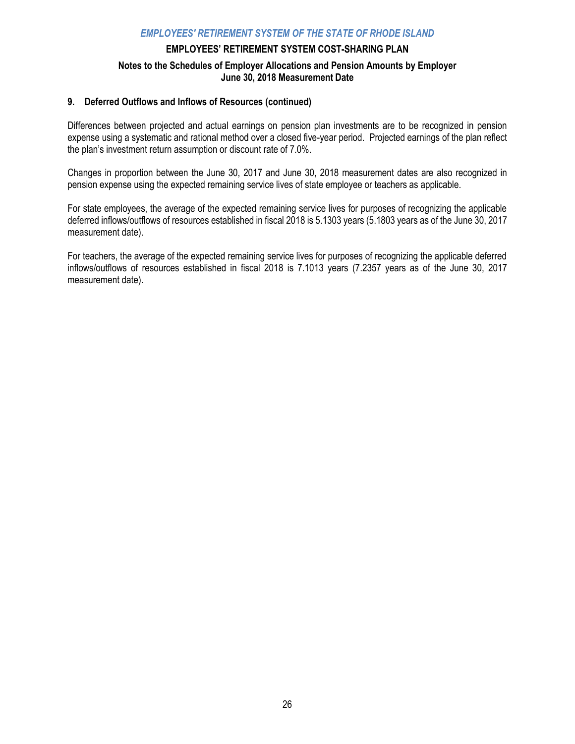### 9. Deferred Outflows and Inflows of Resources (continued)

Differences between projected and actual earnings on pension plan investments are to be recognized in pension expense using a systematic and rational method over a closed five-year period. Projected earnings of the plan reflect the plan's investment return assumption or discount rate of 7.0%.

Changes in proportion between the June 30, 2017 and June 30, 2018 measurement dates are also recognized in pension expense using the expected remaining service lives of state employee or teachers as applicable.

For state employees, the average of the expected remaining service lives for purposes of recognizing the applicable deferred inflows/outflows of resources established in fiscal 2018 is 5.1303 years (5.1803 years as of the June 30, 2017 measurement date).

For teachers, the average of the expected remaining service lives for purposes of recognizing the applicable deferred inflows/outflows of resources established in fiscal 2018 is 7.1013 years (7.2357 years as of the June 30, 2017 measurement date).